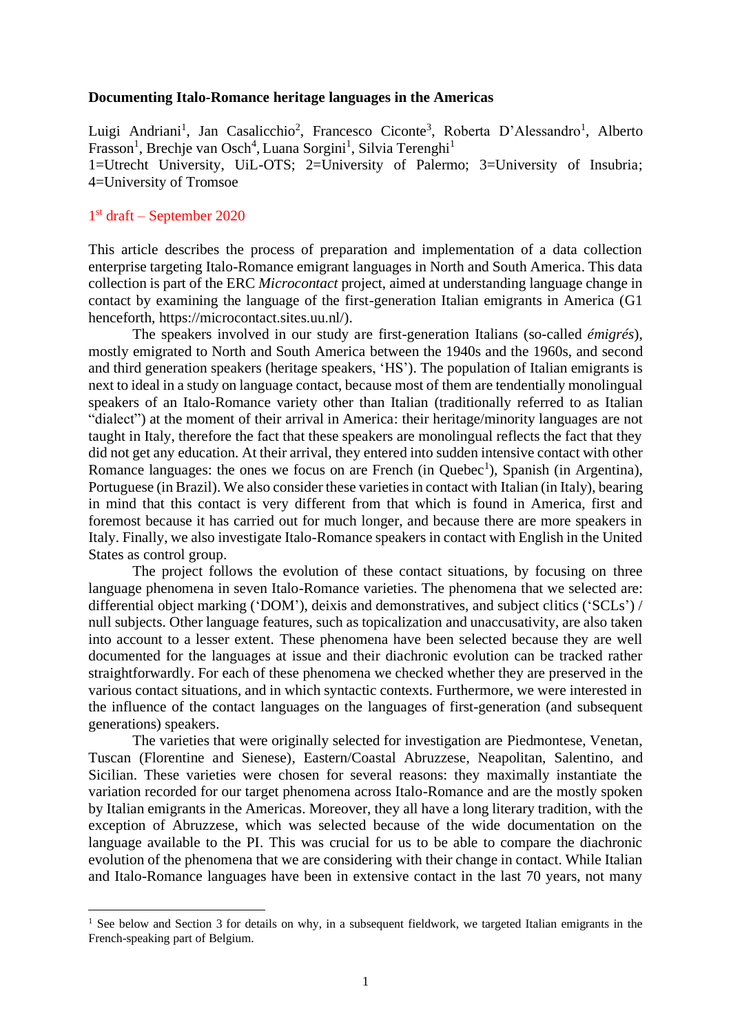**Documenting Italo-Romance heritage languages in the Americas**

Luigi Andriani[1], Jan Casalicchio[2], Francesco Ciconte[3], Roberta D'Alessandro[1], Alberto Frasson[1], Brechje van Osch[4], Luana Sorgini[1], Silvia Terenghi[1]
1=Utrecht University, UiL-OTS; 2=University of Palermo; 3=University of Insubria; 4=University of Tromsoe

1st draft – September 2020

This article describes the process of preparation and implementation of a data collection enterprise targeting Italo-Romance emigrant languages in North and South America. This data collection is part of the ERC *Microcontact* project, aimed at understanding language change in contact by examining the language of the first-generation Italian emigrants in America (G1 henceforth, https://microcontact.sites.uu.nl/).

The speakers involved in our study are first-generation Italians (so-called *émigrés*), mostly emigrated to North and South America between the 1940s and the 1960s, and second and third generation speakers (heritage speakers, 'HS'). The population of Italian emigrants is next to ideal in a study on language contact, because most of them are tendentially monolingual speakers of an Italo-Romance variety other than Italian (traditionally referred to as Italian "dialect") at the moment of their arrival in America: their heritage/minority languages are not taught in Italy, therefore the fact that these speakers are monolingual reflects the fact that they did not get any education. At their arrival, they entered into sudden intensive contact with other Romance languages: the ones we focus on are French (in Quebec[1]), Spanish (in Argentina), Portuguese (in Brazil). We also consider these varieties in contact with Italian (in Italy), bearing in mind that this contact is very different from that which is found in America, first and foremost because it has carried out for much longer, and because there are more speakers in Italy. Finally, we also investigate Italo-Romance speakers in contact with English in the United States as control group.

The project follows the evolution of these contact situations, by focusing on three language phenomena in seven Italo-Romance varieties. The phenomena that we selected are: differential object marking ('DOM'), deixis and demonstratives, and subject clitics ('SCLs') / null subjects. Other language features, such as topicalization and unaccusativity, are also taken into account to a lesser extent. These phenomena have been selected because they are well documented for the languages at issue and their diachronic evolution can be tracked rather straightforwardly. For each of these phenomena we checked whether they are preserved in the various contact situations, and in which syntactic contexts. Furthermore, we were interested in the influence of the contact languages on the languages of first-generation (and subsequent generations) speakers.

The varieties that were originally selected for investigation are Piedmontese, Venetan, Tuscan (Florentine and Sienese), Eastern/Coastal Abruzzese, Neapolitan, Salentino, and Sicilian. These varieties were chosen for several reasons: they maximally instantiate the variation recorded for our target phenomena across Italo-Romance and are the mostly spoken by Italian emigrants in the Americas. Moreover, they all have a long literary tradition, with the exception of Abruzzese, which was selected because of the wide documentation on the language available to the PI. This was crucial for us to be able to compare the diachronic evolution of the phenomena that we are considering with their change in contact. While Italian and Italo-Romance languages have been in extensive contact in the last 70 years, not many

[1] See below and Section 3 for details on why, in a subsequent fieldwork, we targeted Italian emigrants in the French-speaking part of Belgium.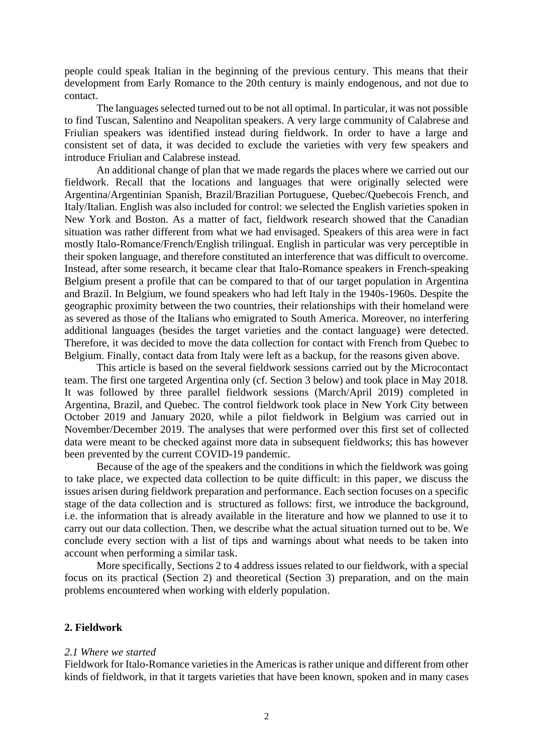people could speak Italian in the beginning of the previous century. This means that their development from Early Romance to the 20th century is mainly endogenous, and not due to contact.

The languages selected turned out to be not all optimal. In particular, it was not possible to find Tuscan, Salentino and Neapolitan speakers. A very large community of Calabrese and Friulian speakers was identified instead during fieldwork. In order to have a large and consistent set of data, it was decided to exclude the varieties with very few speakers and introduce Friulian and Calabrese instead.

An additional change of plan that we made regards the places where we carried out our fieldwork. Recall that the locations and languages that were originally selected were Argentina/Argentinian Spanish, Brazil/Brazilian Portuguese, Quebec/Quebecois French, and Italy/Italian. English was also included for control: we selected the English varieties spoken in New York and Boston. As a matter of fact, fieldwork research showed that the Canadian situation was rather different from what we had envisaged. Speakers of this area were in fact mostly Italo-Romance/French/English trilingual. English in particular was very perceptible in their spoken language, and therefore constituted an interference that was difficult to overcome. Instead, after some research, it became clear that Italo-Romance speakers in French-speaking Belgium present a profile that can be compared to that of our target population in Argentina and Brazil. In Belgium, we found speakers who had left Italy in the 1940s-1960s. Despite the geographic proximity between the two countries, their relationships with their homeland were as severed as those of the Italians who emigrated to South America. Moreover, no interfering additional languages (besides the target varieties and the contact language) were detected. Therefore, it was decided to move the data collection for contact with French from Quebec to Belgium. Finally, contact data from Italy were left as a backup, for the reasons given above.

This article is based on the several fieldwork sessions carried out by the Microcontact team. The first one targeted Argentina only (cf. Section 3 below) and took place in May 2018. It was followed by three parallel fieldwork sessions (March/April 2019) completed in Argentina, Brazil, and Quebec. The control fieldwork took place in New York City between October 2019 and January 2020, while a pilot fieldwork in Belgium was carried out in November/December 2019. The analyses that were performed over this first set of collected data were meant to be checked against more data in subsequent fieldworks; this has however been prevented by the current COVID-19 pandemic.

Because of the age of the speakers and the conditions in which the fieldwork was going to take place, we expected data collection to be quite difficult: in this paper, we discuss the issues arisen during fieldwork preparation and performance. Each section focuses on a specific stage of the data collection and is structured as follows: first, we introduce the background, i.e. the information that is already available in the literature and how we planned to use it to carry out our data collection. Then, we describe what the actual situation turned out to be. We conclude every section with a list of tips and warnings about what needs to be taken into account when performing a similar task.

More specifically, Sections 2 to 4 address issues related to our fieldwork, with a special focus on its practical (Section 2) and theoretical (Section 3) preparation, and on the main problems encountered when working with elderly population.

## 2. Fieldwork

### *2.1 Where we started*

Fieldwork for Italo-Romance varieties in the Americas is rather unique and different from other kinds of fieldwork, in that it targets varieties that have been known, spoken and in many cases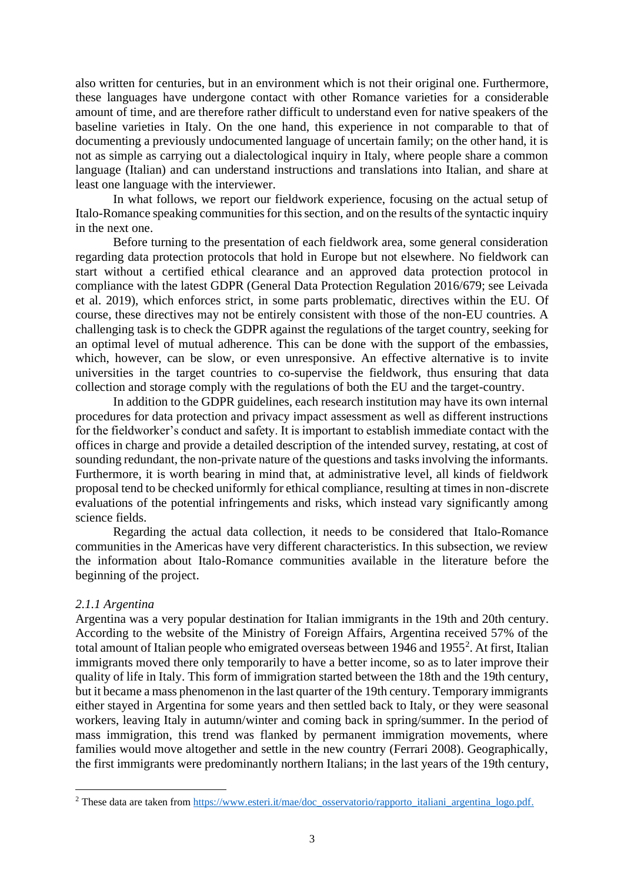also written for centuries, but in an environment which is not their original one. Furthermore, these languages have undergone contact with other Romance varieties for a considerable amount of time, and are therefore rather difficult to understand even for native speakers of the baseline varieties in Italy. On the one hand, this experience in not comparable to that of documenting a previously undocumented language of uncertain family; on the other hand, it is not as simple as carrying out a dialectological inquiry in Italy, where people share a common language (Italian) and can understand instructions and translations into Italian, and share at least one language with the interviewer.

In what follows, we report our fieldwork experience, focusing on the actual setup of Italo-Romance speaking communities for this section, and on the results of the syntactic inquiry in the next one.

Before turning to the presentation of each fieldwork area, some general consideration regarding data protection protocols that hold in Europe but not elsewhere. No fieldwork can start without a certified ethical clearance and an approved data protection protocol in compliance with the latest GDPR (General Data Protection Regulation 2016/679; see Leivada et al. 2019), which enforces strict, in some parts problematic, directives within the EU. Of course, these directives may not be entirely consistent with those of the non-EU countries. A challenging task is to check the GDPR against the regulations of the target country, seeking for an optimal level of mutual adherence. This can be done with the support of the embassies, which, however, can be slow, or even unresponsive. An effective alternative is to invite universities in the target countries to co-supervise the fieldwork, thus ensuring that data collection and storage comply with the regulations of both the EU and the target-country.

In addition to the GDPR guidelines, each research institution may have its own internal procedures for data protection and privacy impact assessment as well as different instructions for the fieldworker's conduct and safety. It is important to establish immediate contact with the offices in charge and provide a detailed description of the intended survey, restating, at cost of sounding redundant, the non-private nature of the questions and tasks involving the informants. Furthermore, it is worth bearing in mind that, at administrative level, all kinds of fieldwork proposal tend to be checked uniformly for ethical compliance, resulting at times in non-discrete evaluations of the potential infringements and risks, which instead vary significantly among science fields.

Regarding the actual data collection, it needs to be considered that Italo-Romance communities in the Americas have very different characteristics. In this subsection, we review the information about Italo-Romance communities available in the literature before the beginning of the project.

#### *2.1.1 Argentina*

Argentina was a very popular destination for Italian immigrants in the 19th and 20th century. According to the website of the Ministry of Foreign Affairs, Argentina received 57% of the total amount of Italian people who emigrated overseas between 1946 and 1955[2]. At first, Italian immigrants moved there only temporarily to have a better income, so as to later improve their quality of life in Italy. This form of immigration started between the 18th and the 19th century, but it became a mass phenomenon in the last quarter of the 19th century. Temporary immigrants either stayed in Argentina for some years and then settled back to Italy, or they were seasonal workers, leaving Italy in autumn/winter and coming back in spring/summer. In the period of mass immigration, this trend was flanked by permanent immigration movements, where families would move altogether and settle in the new country (Ferrari 2008). Geographically, the first immigrants were predominantly northern Italians; in the last years of the 19th century,

[2] These data are taken from https://www.esteri.it/mae/doc_osservatorio/rapporto_italiani_argentina_logo.pdf.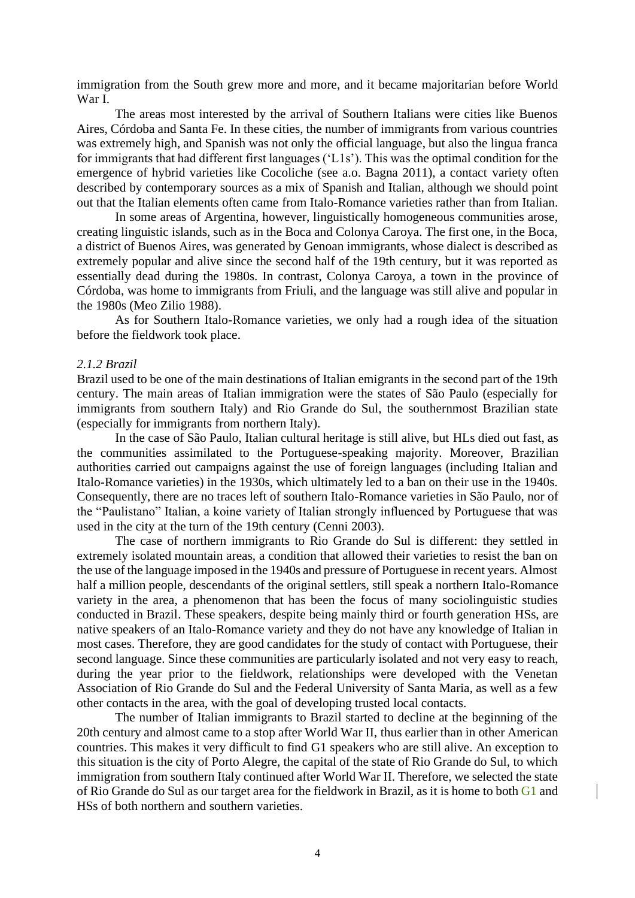immigration from the South grew more and more, and it became majoritarian before World War I.

The areas most interested by the arrival of Southern Italians were cities like Buenos Aires, Córdoba and Santa Fe. In these cities, the number of immigrants from various countries was extremely high, and Spanish was not only the official language, but also the lingua franca for immigrants that had different first languages ('L1s'). This was the optimal condition for the emergence of hybrid varieties like Cocoliche (see a.o. Bagna 2011), a contact variety often described by contemporary sources as a mix of Spanish and Italian, although we should point out that the Italian elements often came from Italo-Romance varieties rather than from Italian.

In some areas of Argentina, however, linguistically homogeneous communities arose, creating linguistic islands, such as in the Boca and Colonya Caroya. The first one, in the Boca, a district of Buenos Aires, was generated by Genoan immigrants, whose dialect is described as extremely popular and alive since the second half of the 19th century, but it was reported as essentially dead during the 1980s. In contrast, Colonya Caroya, a town in the province of Córdoba, was home to immigrants from Friuli, and the language was still alive and popular in the 1980s (Meo Zilio 1988).

As for Southern Italo-Romance varieties, we only had a rough idea of the situation before the fieldwork took place.

### *2.1.2 Brazil*

Brazil used to be one of the main destinations of Italian emigrants in the second part of the 19th century. The main areas of Italian immigration were the states of São Paulo (especially for immigrants from southern Italy) and Rio Grande do Sul, the southernmost Brazilian state (especially for immigrants from northern Italy).

In the case of São Paulo, Italian cultural heritage is still alive, but HLs died out fast, as the communities assimilated to the Portuguese-speaking majority. Moreover, Brazilian authorities carried out campaigns against the use of foreign languages (including Italian and Italo-Romance varieties) in the 1930s, which ultimately led to a ban on their use in the 1940s. Consequently, there are no traces left of southern Italo-Romance varieties in São Paulo, nor of the "Paulistano" Italian, a koine variety of Italian strongly influenced by Portuguese that was used in the city at the turn of the 19th century (Cenni 2003).

The case of northern immigrants to Rio Grande do Sul is different: they settled in extremely isolated mountain areas, a condition that allowed their varieties to resist the ban on the use of the language imposed in the 1940s and pressure of Portuguese in recent years. Almost half a million people, descendants of the original settlers, still speak a northern Italo-Romance variety in the area, a phenomenon that has been the focus of many sociolinguistic studies conducted in Brazil. These speakers, despite being mainly third or fourth generation HSs, are native speakers of an Italo-Romance variety and they do not have any knowledge of Italian in most cases. Therefore, they are good candidates for the study of contact with Portuguese, their second language. Since these communities are particularly isolated and not very easy to reach, during the year prior to the fieldwork, relationships were developed with the Venetan Association of Rio Grande do Sul and the Federal University of Santa Maria, as well as a few other contacts in the area, with the goal of developing trusted local contacts.

The number of Italian immigrants to Brazil started to decline at the beginning of the 20th century and almost came to a stop after World War II, thus earlier than in other American countries. This makes it very difficult to find G1 speakers who are still alive. An exception to this situation is the city of Porto Alegre, the capital of the state of Rio Grande do Sul, to which immigration from southern Italy continued after World War II. Therefore, we selected the state of Rio Grande do Sul as our target area for the fieldwork in Brazil, as it is home to both G1 and HSs of both northern and southern varieties.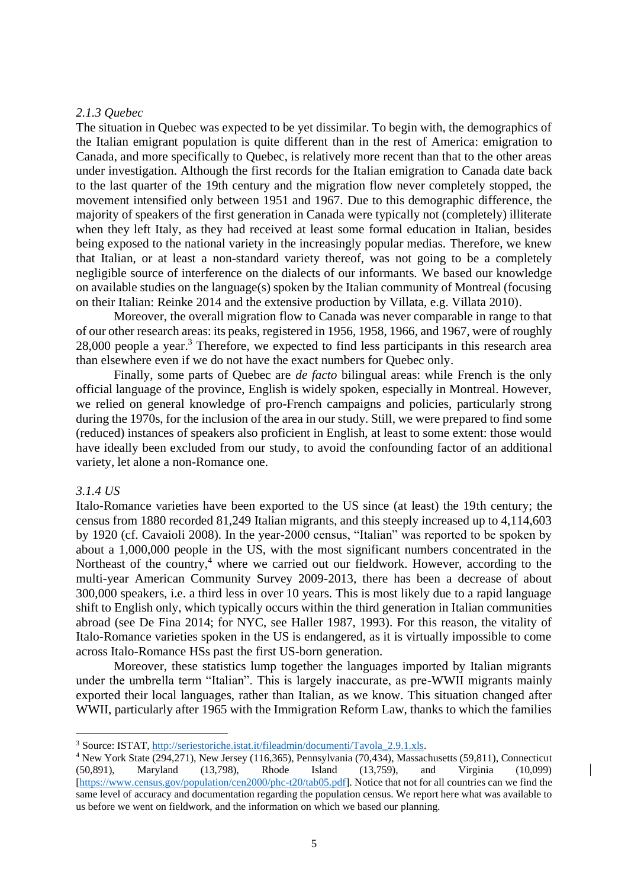### *2.1.3 Quebec*

The situation in Quebec was expected to be yet dissimilar. To begin with, the demographics of the Italian emigrant population is quite different than in the rest of America: emigration to Canada, and more specifically to Quebec, is relatively more recent than that to the other areas under investigation. Although the first records for the Italian emigration to Canada date back to the last quarter of the 19th century and the migration flow never completely stopped, the movement intensified only between 1951 and 1967. Due to this demographic difference, the majority of speakers of the first generation in Canada were typically not (completely) illiterate when they left Italy, as they had received at least some formal education in Italian, besides being exposed to the national variety in the increasingly popular medias. Therefore, we knew that Italian, or at least a non-standard variety thereof, was not going to be a completely negligible source of interference on the dialects of our informants. We based our knowledge on available studies on the language(s) spoken by the Italian community of Montreal (focusing on their Italian: Reinke 2014 and the extensive production by Villata, e.g. Villata 2010).

Moreover, the overall migration flow to Canada was never comparable in range to that of our other research areas: its peaks, registered in 1956, 1958, 1966, and 1967, were of roughly 28,000 people a year.[3] Therefore, we expected to find less participants in this research area than elsewhere even if we do not have the exact numbers for Quebec only.

Finally, some parts of Quebec are *de facto* bilingual areas: while French is the only official language of the province, English is widely spoken, especially in Montreal. However, we relied on general knowledge of pro-French campaigns and policies, particularly strong during the 1970s, for the inclusion of the area in our study. Still, we were prepared to find some (reduced) instances of speakers also proficient in English, at least to some extent: those would have ideally been excluded from our study, to avoid the confounding factor of an additional variety, let alone a non-Romance one.

### *3.1.4 US*

Italo-Romance varieties have been exported to the US since (at least) the 19th century; the census from 1880 recorded 81,249 Italian migrants, and this steeply increased up to 4,114,603 by 1920 (cf. Cavaioli 2008). In the year-2000 census, "Italian" was reported to be spoken by about a 1,000,000 people in the US, with the most significant numbers concentrated in the Northeast of the country,[4] where we carried out our fieldwork. However, according to the multi-year American Community Survey 2009-2013, there has been a decrease of about 300,000 speakers, i.e. a third less in over 10 years. This is most likely due to a rapid language shift to English only, which typically occurs within the third generation in Italian communities abroad (see De Fina 2014; for NYC, see Haller 1987, 1993). For this reason, the vitality of Italo-Romance varieties spoken in the US is endangered, as it is virtually impossible to come across Italo-Romance HSs past the first US-born generation.

Moreover, these statistics lump together the languages imported by Italian migrants under the umbrella term "Italian". This is largely inaccurate, as pre-WWII migrants mainly exported their local languages, rather than Italian, as we know. This situation changed after WWII, particularly after 1965 with the Immigration Reform Law, thanks to which the families

---

[3] Source: ISTAT, http://seriestoriche.istat.it/fileadmin/documenti/Tavola_2.9.1.xls.

[4] New York State (294,271), New Jersey (116,365), Pennsylvania (70,434), Massachusetts (59,811), Connecticut (50,891), Maryland (13,798), Rhode Island (13,759), and Virginia (10,099) [https://www.census.gov/population/cen2000/phc-t20/tab05.pdf]. Notice that not for all countries can we find the same level of accuracy and documentation regarding the population census. We report here what was available to us before we went on fieldwork, and the information on which we based our planning.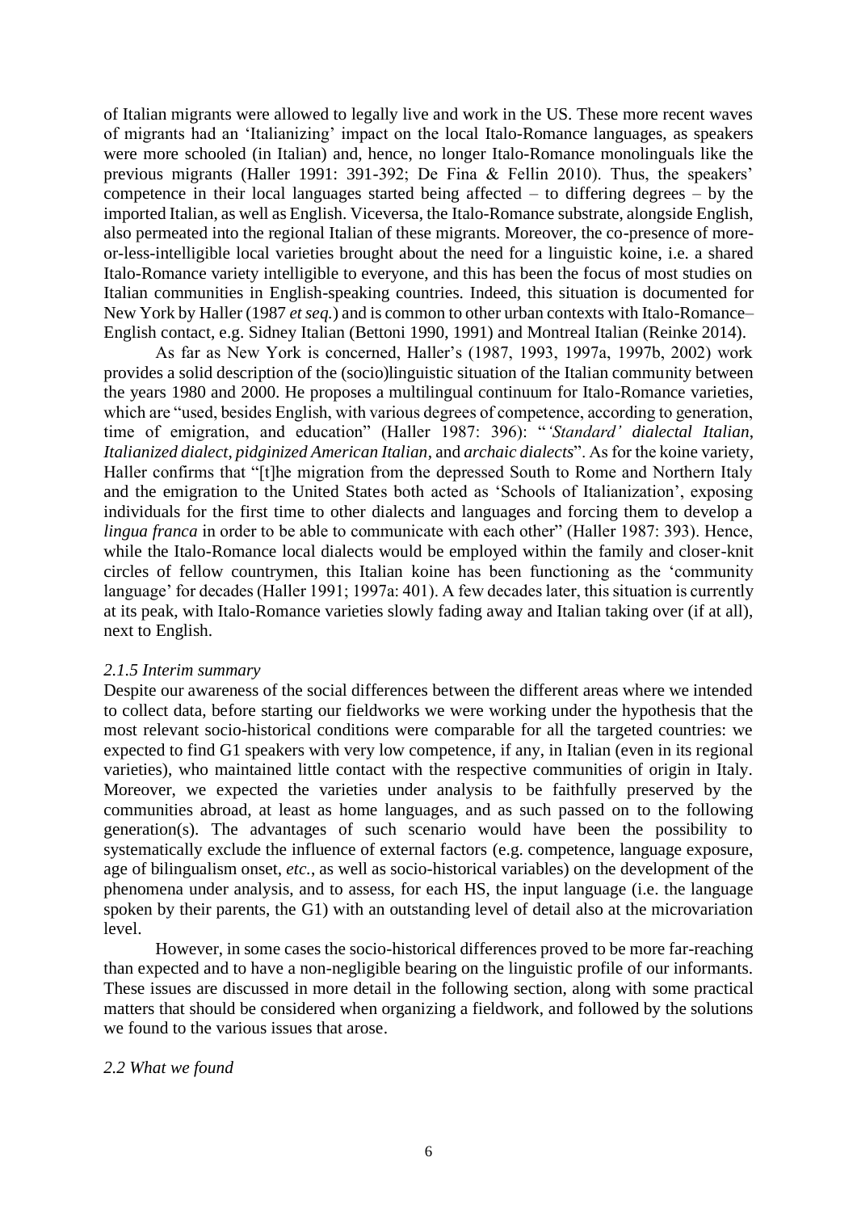of Italian migrants were allowed to legally live and work in the US. These more recent waves of migrants had an 'Italianizing' impact on the local Italo-Romance languages, as speakers were more schooled (in Italian) and, hence, no longer Italo-Romance monolinguals like the previous migrants (Haller 1991: 391-392; De Fina & Fellin 2010). Thus, the speakers' competence in their local languages started being affected – to differing degrees – by the imported Italian, as well as English. Viceversa, the Italo-Romance substrate, alongside English, also permeated into the regional Italian of these migrants. Moreover, the co-presence of more-or-less-intelligible local varieties brought about the need for a linguistic koine, i.e. a shared Italo-Romance variety intelligible to everyone, and this has been the focus of most studies on Italian communities in English-speaking countries. Indeed, this situation is documented for New York by Haller (1987 *et seq.*) and is common to other urban contexts with Italo-Romance–English contact, e.g. Sidney Italian (Bettoni 1990, 1991) and Montreal Italian (Reinke 2014).

As far as New York is concerned, Haller's (1987, 1993, 1997a, 1997b, 2002) work provides a solid description of the (socio)linguistic situation of the Italian community between the years 1980 and 2000. He proposes a multilingual continuum for Italo-Romance varieties, which are "used, besides English, with various degrees of competence, according to generation, time of emigration, and education" (Haller 1987: 396): "*'Standard' dialectal Italian*, *Italianized dialect*, *pidginized American Italian*, and *archaic dialects*". As for the koine variety, Haller confirms that "[t]he migration from the depressed South to Rome and Northern Italy and the emigration to the United States both acted as 'Schools of Italianization', exposing individuals for the first time to other dialects and languages and forcing them to develop a *lingua franca* in order to be able to communicate with each other" (Haller 1987: 393). Hence, while the Italo-Romance local dialects would be employed within the family and closer-knit circles of fellow countrymen, this Italian koine has been functioning as the 'community language' for decades (Haller 1991; 1997a: 401). A few decades later, this situation is currently at its peak, with Italo-Romance varieties slowly fading away and Italian taking over (if at all), next to English.

### *2.1.5 Interim summary*

Despite our awareness of the social differences between the different areas where we intended to collect data, before starting our fieldworks we were working under the hypothesis that the most relevant socio-historical conditions were comparable for all the targeted countries: we expected to find G1 speakers with very low competence, if any, in Italian (even in its regional varieties), who maintained little contact with the respective communities of origin in Italy. Moreover, we expected the varieties under analysis to be faithfully preserved by the communities abroad, at least as home languages, and as such passed on to the following generation(s). The advantages of such scenario would have been the possibility to systematically exclude the influence of external factors (e.g. competence, language exposure, age of bilingualism onset, *etc.*, as well as socio-historical variables) on the development of the phenomena under analysis, and to assess, for each HS, the input language (i.e. the language spoken by their parents, the G1) with an outstanding level of detail also at the microvariation level.

However, in some cases the socio-historical differences proved to be more far-reaching than expected and to have a non-negligible bearing on the linguistic profile of our informants. These issues are discussed in more detail in the following section, along with some practical matters that should be considered when organizing a fieldwork, and followed by the solutions we found to the various issues that arose.

### *2.2 What we found*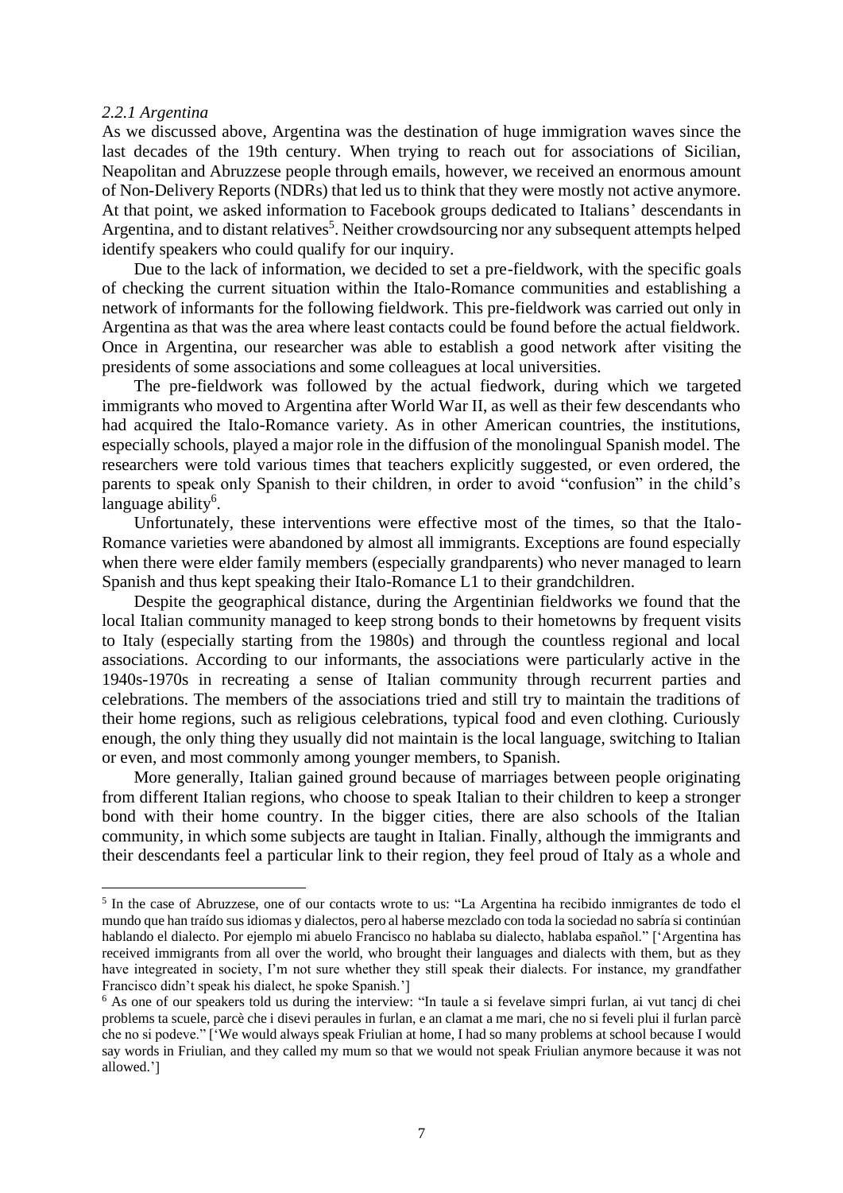### *2.2.1 Argentina*

As we discussed above, Argentina was the destination of huge immigration waves since the last decades of the 19th century. When trying to reach out for associations of Sicilian, Neapolitan and Abruzzese people through emails, however, we received an enormous amount of Non-Delivery Reports (NDRs) that led us to think that they were mostly not active anymore. At that point, we asked information to Facebook groups dedicated to Italians' descendants in Argentina, and to distant relatives[5]. Neither crowdsourcing nor any subsequent attempts helped identify speakers who could qualify for our inquiry.

Due to the lack of information, we decided to set a pre-fieldwork, with the specific goals of checking the current situation within the Italo-Romance communities and establishing a network of informants for the following fieldwork. This pre-fieldwork was carried out only in Argentina as that was the area where least contacts could be found before the actual fieldwork. Once in Argentina, our researcher was able to establish a good network after visiting the presidents of some associations and some colleagues at local universities.

The pre-fieldwork was followed by the actual fiedwork, during which we targeted immigrants who moved to Argentina after World War II, as well as their few descendants who had acquired the Italo-Romance variety. As in other American countries, the institutions, especially schools, played a major role in the diffusion of the monolingual Spanish model. The researchers were told various times that teachers explicitly suggested, or even ordered, the parents to speak only Spanish to their children, in order to avoid "confusion" in the child's language ability[6].

Unfortunately, these interventions were effective most of the times, so that the Italo-Romance varieties were abandoned by almost all immigrants. Exceptions are found especially when there were elder family members (especially grandparents) who never managed to learn Spanish and thus kept speaking their Italo-Romance L1 to their grandchildren.

Despite the geographical distance, during the Argentinian fieldworks we found that the local Italian community managed to keep strong bonds to their hometowns by frequent visits to Italy (especially starting from the 1980s) and through the countless regional and local associations. According to our informants, the associations were particularly active in the 1940s-1970s in recreating a sense of Italian community through recurrent parties and celebrations. The members of the associations tried and still try to maintain the traditions of their home regions, such as religious celebrations, typical food and even clothing. Curiously enough, the only thing they usually did not maintain is the local language, switching to Italian or even, and most commonly among younger members, to Spanish.

More generally, Italian gained ground because of marriages between people originating from different Italian regions, who choose to speak Italian to their children to keep a stronger bond with their home country. In the bigger cities, there are also schools of the Italian community, in which some subjects are taught in Italian. Finally, although the immigrants and their descendants feel a particular link to their region, they feel proud of Italy as a whole and

---

[5] In the case of Abruzzese, one of our contacts wrote to us: "La Argentina ha recibido inmigrantes de todo el mundo que han traído sus idiomas y dialectos, pero al haberse mezclado con toda la sociedad no sabría si continúan hablando el dialecto. Por ejemplo mi abuelo Francisco no hablaba su dialecto, hablaba español." ['Argentina has received immigrants from all over the world, who brought their languages and dialects with them, but as they have integreated in society, I'm not sure whether they still speak their dialects. For instance, my grandfather Francisco didn't speak his dialect, he spoke Spanish.']

[6] As one of our speakers told us during the interview: "In taule a si fevelave simpri furlan, ai vut tancj di chei problems ta scuele, parcè che i disevi peraules in furlan, e an clamat a me mari, che no si feveli plui il furlan parcè che no si podeve." ['We would always speak Friulian at home, I had so many problems at school because I would say words in Friulian, and they called my mum so that we would not speak Friulian anymore because it was not allowed.']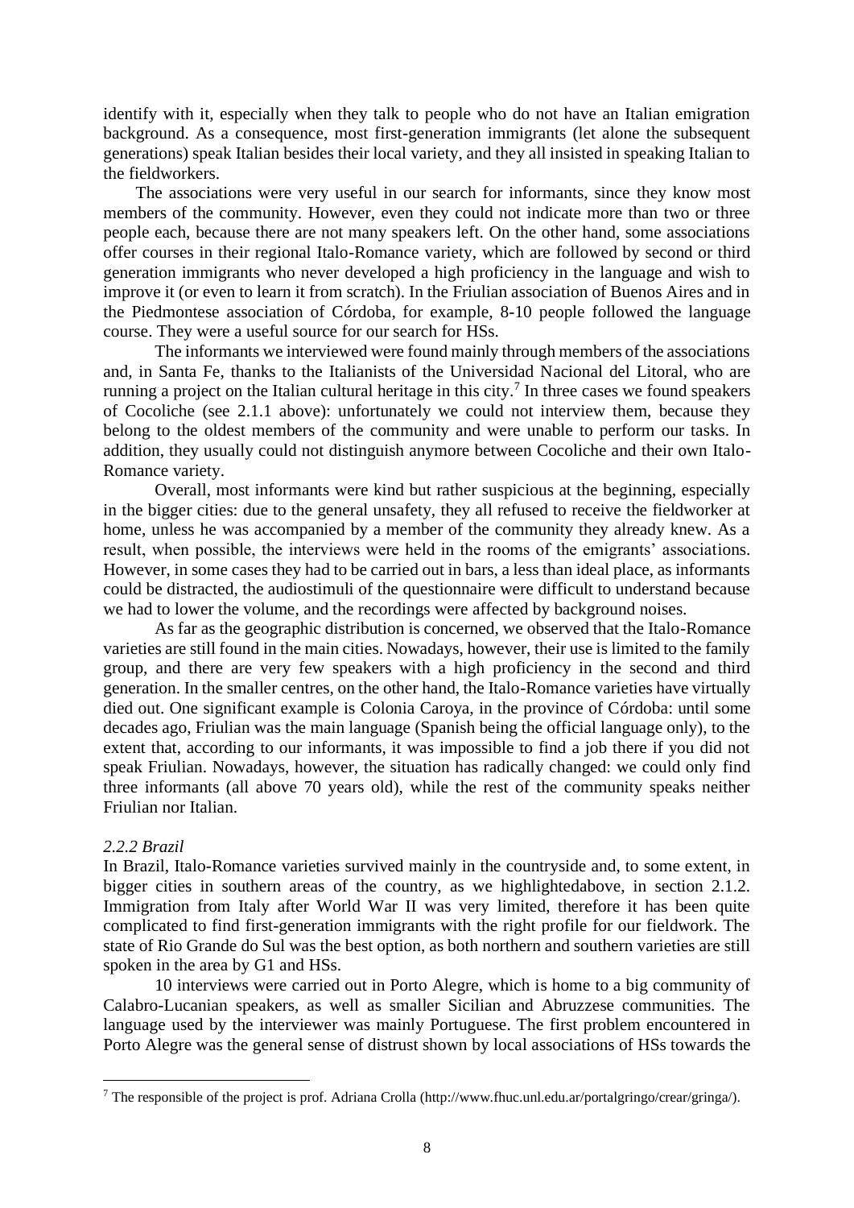identify with it, especially when they talk to people who do not have an Italian emigration background. As a consequence, most first-generation immigrants (let alone the subsequent generations) speak Italian besides their local variety, and they all insisted in speaking Italian to the fieldworkers.

The associations were very useful in our search for informants, since they know most members of the community. However, even they could not indicate more than two or three people each, because there are not many speakers left. On the other hand, some associations offer courses in their regional Italo-Romance variety, which are followed by second or third generation immigrants who never developed a high proficiency in the language and wish to improve it (or even to learn it from scratch). In the Friulian association of Buenos Aires and in the Piedmontese association of Córdoba, for example, 8-10 people followed the language course. They were a useful source for our search for HSs.

The informants we interviewed were found mainly through members of the associations and, in Santa Fe, thanks to the Italianists of the Universidad Nacional del Litoral, who are running a project on the Italian cultural heritage in this city.[7] In three cases we found speakers of Cocoliche (see 2.1.1 above): unfortunately we could not interview them, because they belong to the oldest members of the community and were unable to perform our tasks. In addition, they usually could not distinguish anymore between Cocoliche and their own Italo-Romance variety.

Overall, most informants were kind but rather suspicious at the beginning, especially in the bigger cities: due to the general unsafety, they all refused to receive the fieldworker at home, unless he was accompanied by a member of the community they already knew. As a result, when possible, the interviews were held in the rooms of the emigrants' associations. However, in some cases they had to be carried out in bars, a less than ideal place, as informants could be distracted, the audiostimuli of the questionnaire were difficult to understand because we had to lower the volume, and the recordings were affected by background noises.

As far as the geographic distribution is concerned, we observed that the Italo-Romance varieties are still found in the main cities. Nowadays, however, their use is limited to the family group, and there are very few speakers with a high proficiency in the second and third generation. In the smaller centres, on the other hand, the Italo-Romance varieties have virtually died out. One significant example is Colonia Caroya, in the province of Córdoba: until some decades ago, Friulian was the main language (Spanish being the official language only), to the extent that, according to our informants, it was impossible to find a job there if you did not speak Friulian. Nowadays, however, the situation has radically changed: we could only find three informants (all above 70 years old), while the rest of the community speaks neither Friulian nor Italian.

### *2.2.2 Brazil*

In Brazil, Italo-Romance varieties survived mainly in the countryside and, to some extent, in bigger cities in southern areas of the country, as we highlightedabove, in section 2.1.2. Immigration from Italy after World War II was very limited, therefore it has been quite complicated to find first-generation immigrants with the right profile for our fieldwork. The state of Rio Grande do Sul was the best option, as both northern and southern varieties are still spoken in the area by G1 and HSs.

10 interviews were carried out in Porto Alegre, which is home to a big community of Calabro-Lucanian speakers, as well as smaller Sicilian and Abruzzese communities. The language used by the interviewer was mainly Portuguese. The first problem encountered in Porto Alegre was the general sense of distrust shown by local associations of HSs towards the

---

[7] The responsible of the project is prof. Adriana Crolla (http://www.fhuc.unl.edu.ar/portalgringo/crear/gringa/).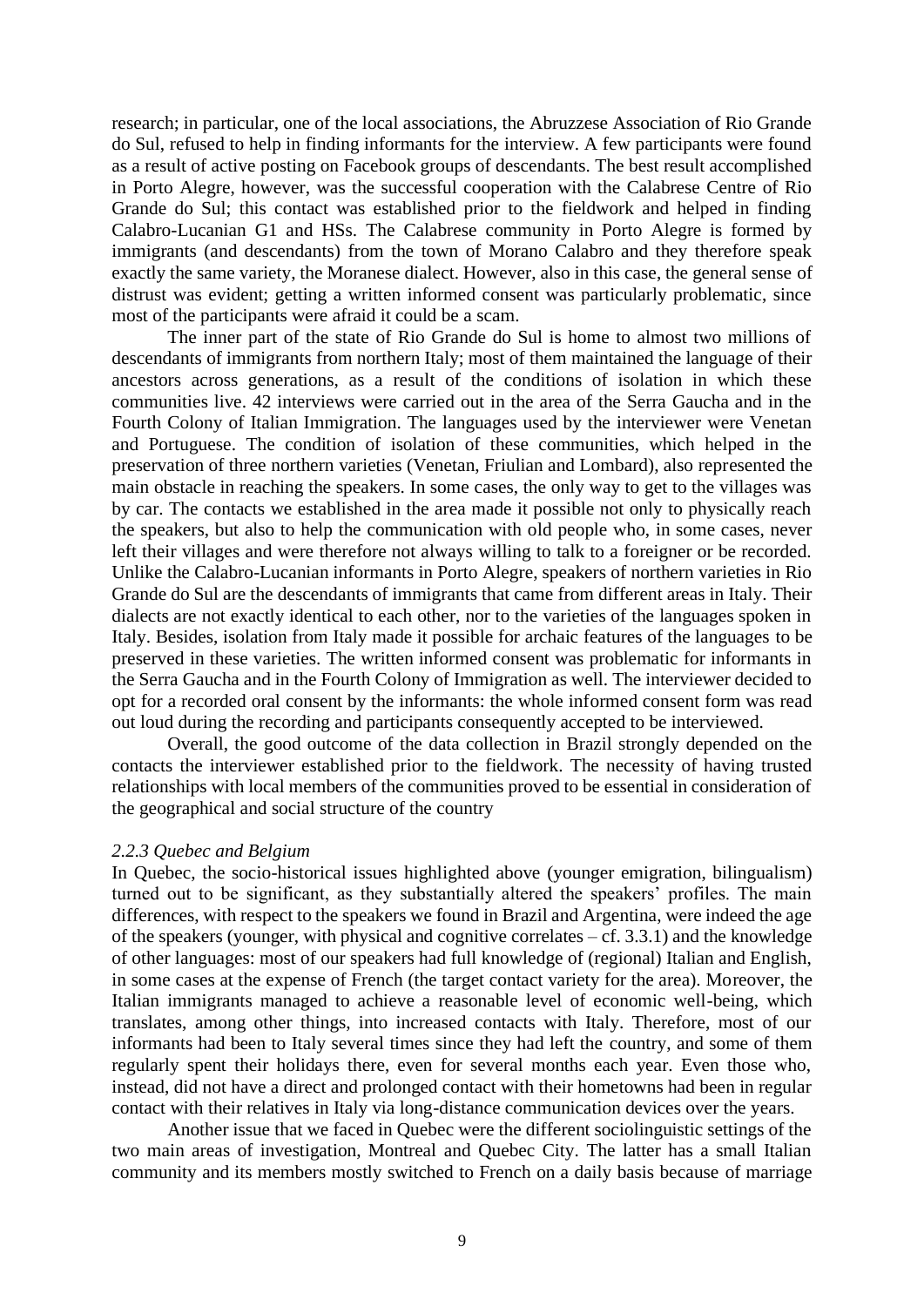research; in particular, one of the local associations, the Abruzzese Association of Rio Grande do Sul, refused to help in finding informants for the interview. A few participants were found as a result of active posting on Facebook groups of descendants. The best result accomplished in Porto Alegre, however, was the successful cooperation with the Calabrese Centre of Rio Grande do Sul; this contact was established prior to the fieldwork and helped in finding Calabro-Lucanian G1 and HSs. The Calabrese community in Porto Alegre is formed by immigrants (and descendants) from the town of Morano Calabro and they therefore speak exactly the same variety, the Moranese dialect. However, also in this case, the general sense of distrust was evident; getting a written informed consent was particularly problematic, since most of the participants were afraid it could be a scam.

The inner part of the state of Rio Grande do Sul is home to almost two millions of descendants of immigrants from northern Italy; most of them maintained the language of their ancestors across generations, as a result of the conditions of isolation in which these communities live. 42 interviews were carried out in the area of the Serra Gaucha and in the Fourth Colony of Italian Immigration. The languages used by the interviewer were Venetan and Portuguese. The condition of isolation of these communities, which helped in the preservation of three northern varieties (Venetan, Friulian and Lombard), also represented the main obstacle in reaching the speakers. In some cases, the only way to get to the villages was by car. The contacts we established in the area made it possible not only to physically reach the speakers, but also to help the communication with old people who, in some cases, never left their villages and were therefore not always willing to talk to a foreigner or be recorded. Unlike the Calabro-Lucanian informants in Porto Alegre, speakers of northern varieties in Rio Grande do Sul are the descendants of immigrants that came from different areas in Italy. Their dialects are not exactly identical to each other, nor to the varieties of the languages spoken in Italy. Besides, isolation from Italy made it possible for archaic features of the languages to be preserved in these varieties. The written informed consent was problematic for informants in the Serra Gaucha and in the Fourth Colony of Immigration as well. The interviewer decided to opt for a recorded oral consent by the informants: the whole informed consent form was read out loud during the recording and participants consequently accepted to be interviewed.

Overall, the good outcome of the data collection in Brazil strongly depended on the contacts the interviewer established prior to the fieldwork. The necessity of having trusted relationships with local members of the communities proved to be essential in consideration of the geographical and social structure of the country

### *2.2.3 Quebec and Belgium*

In Quebec, the socio-historical issues highlighted above (younger emigration, bilingualism) turned out to be significant, as they substantially altered the speakers' profiles. The main differences, with respect to the speakers we found in Brazil and Argentina, were indeed the age of the speakers (younger, with physical and cognitive correlates – cf. 3.3.1) and the knowledge of other languages: most of our speakers had full knowledge of (regional) Italian and English, in some cases at the expense of French (the target contact variety for the area). Moreover, the Italian immigrants managed to achieve a reasonable level of economic well-being, which translates, among other things, into increased contacts with Italy. Therefore, most of our informants had been to Italy several times since they had left the country, and some of them regularly spent their holidays there, even for several months each year. Even those who, instead, did not have a direct and prolonged contact with their hometowns had been in regular contact with their relatives in Italy via long-distance communication devices over the years.

Another issue that we faced in Quebec were the different sociolinguistic settings of the two main areas of investigation, Montreal and Quebec City. The latter has a small Italian community and its members mostly switched to French on a daily basis because of marriage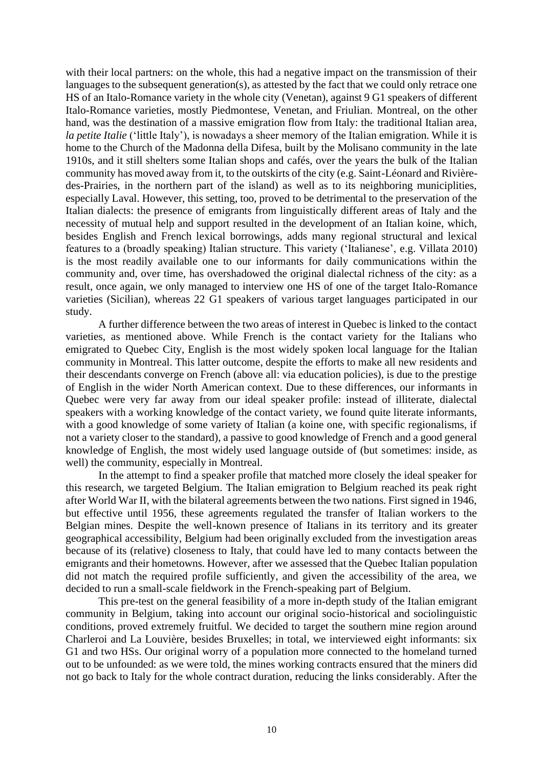with their local partners: on the whole, this had a negative impact on the transmission of their languages to the subsequent generation(s), as attested by the fact that we could only retrace one HS of an Italo-Romance variety in the whole city (Venetan), against 9 G1 speakers of different Italo-Romance varieties, mostly Piedmontese, Venetan, and Friulian. Montreal, on the other hand, was the destination of a massive emigration flow from Italy: the traditional Italian area, *la petite Italie* ('little Italy'), is nowadays a sheer memory of the Italian emigration. While it is home to the Church of the Madonna della Difesa, built by the Molisano community in the late 1910s, and it still shelters some Italian shops and cafés, over the years the bulk of the Italian community has moved away from it, to the outskirts of the city (e.g. Saint-Léonard and Rivière-des-Prairies, in the northern part of the island) as well as to its neighboring municiplities, especially Laval. However, this setting, too, proved to be detrimental to the preservation of the Italian dialects: the presence of emigrants from linguistically different areas of Italy and the necessity of mutual help and support resulted in the development of an Italian koine, which, besides English and French lexical borrowings, adds many regional structural and lexical features to a (broadly speaking) Italian structure. This variety ('Italianese', e.g. Villata 2010) is the most readily available one to our informants for daily communications within the community and, over time, has overshadowed the original dialectal richness of the city: as a result, once again, we only managed to interview one HS of one of the target Italo-Romance varieties (Sicilian), whereas 22 G1 speakers of various target languages participated in our study.

A further difference between the two areas of interest in Quebec is linked to the contact varieties, as mentioned above. While French is the contact variety for the Italians who emigrated to Quebec City, English is the most widely spoken local language for the Italian community in Montreal. This latter outcome, despite the efforts to make all new residents and their descendants converge on French (above all: via education policies), is due to the prestige of English in the wider North American context. Due to these differences, our informants in Quebec were very far away from our ideal speaker profile: instead of illiterate, dialectal speakers with a working knowledge of the contact variety, we found quite literate informants, with a good knowledge of some variety of Italian (a koine one, with specific regionalisms, if not a variety closer to the standard), a passive to good knowledge of French and a good general knowledge of English, the most widely used language outside of (but sometimes: inside, as well) the community, especially in Montreal.

In the attempt to find a speaker profile that matched more closely the ideal speaker for this research, we targeted Belgium. The Italian emigration to Belgium reached its peak right after World War II, with the bilateral agreements between the two nations. First signed in 1946, but effective until 1956, these agreements regulated the transfer of Italian workers to the Belgian mines. Despite the well-known presence of Italians in its territory and its greater geographical accessibility, Belgium had been originally excluded from the investigation areas because of its (relative) closeness to Italy, that could have led to many contacts between the emigrants and their hometowns. However, after we assessed that the Quebec Italian population did not match the required profile sufficiently, and given the accessibility of the area, we decided to run a small-scale fieldwork in the French-speaking part of Belgium.

This pre-test on the general feasibility of a more in-depth study of the Italian emigrant community in Belgium, taking into account our original socio-historical and sociolinguistic conditions, proved extremely fruitful. We decided to target the southern mine region around Charleroi and La Louvière, besides Bruxelles; in total, we interviewed eight informants: six G1 and two HSs. Our original worry of a population more connected to the homeland turned out to be unfounded: as we were told, the mines working contracts ensured that the miners did not go back to Italy for the whole contract duration, reducing the links considerably. After the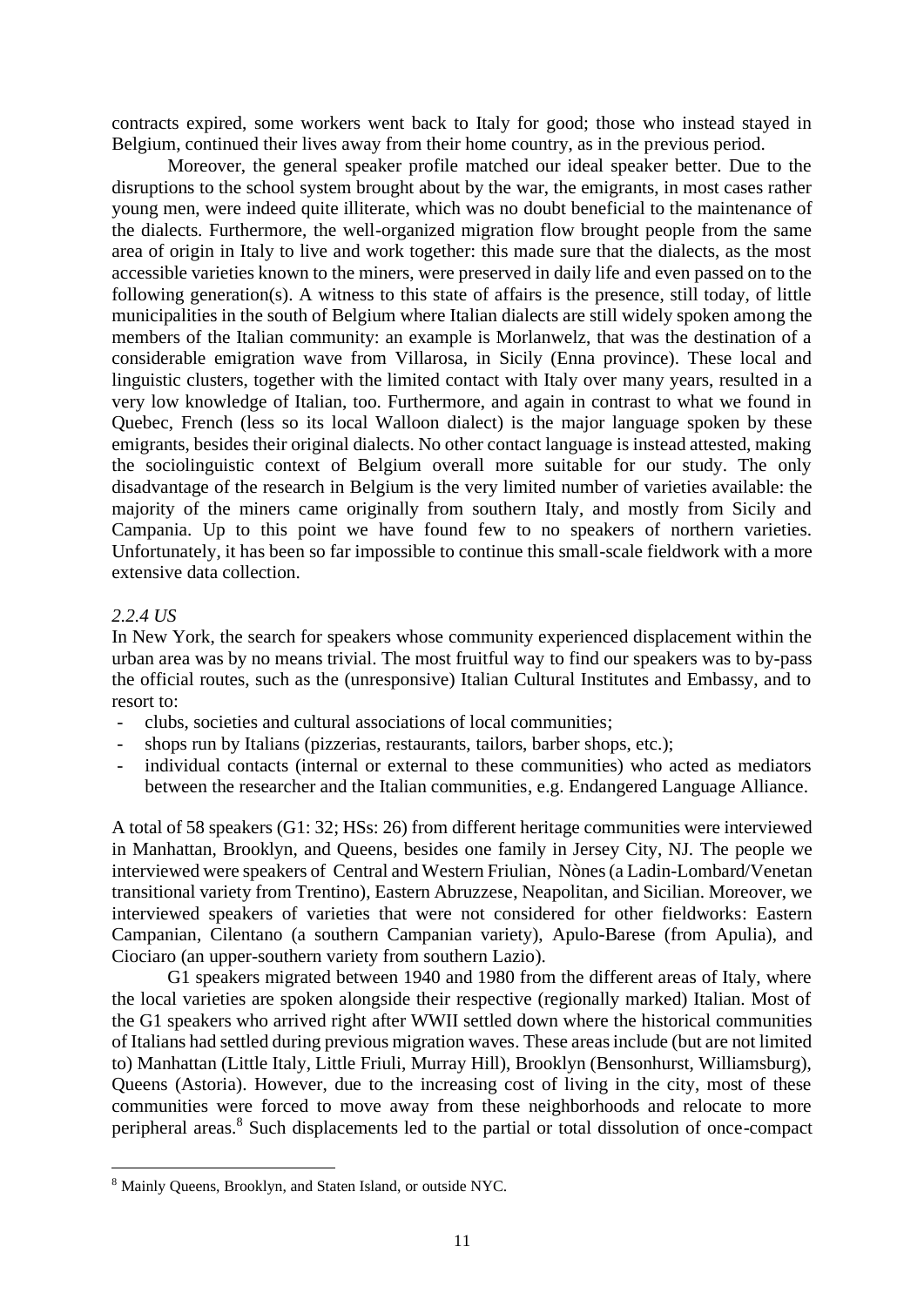contracts expired, some workers went back to Italy for good; those who instead stayed in Belgium, continued their lives away from their home country, as in the previous period.

Moreover, the general speaker profile matched our ideal speaker better. Due to the disruptions to the school system brought about by the war, the emigrants, in most cases rather young men, were indeed quite illiterate, which was no doubt beneficial to the maintenance of the dialects. Furthermore, the well-organized migration flow brought people from the same area of origin in Italy to live and work together: this made sure that the dialects, as the most accessible varieties known to the miners, were preserved in daily life and even passed on to the following generation(s). A witness to this state of affairs is the presence, still today, of little municipalities in the south of Belgium where Italian dialects are still widely spoken among the members of the Italian community: an example is Morlanwelz, that was the destination of a considerable emigration wave from Villarosa, in Sicily (Enna province). These local and linguistic clusters, together with the limited contact with Italy over many years, resulted in a very low knowledge of Italian, too. Furthermore, and again in contrast to what we found in Quebec, French (less so its local Walloon dialect) is the major language spoken by these emigrants, besides their original dialects. No other contact language is instead attested, making the sociolinguistic context of Belgium overall more suitable for our study. The only disadvantage of the research in Belgium is the very limited number of varieties available: the majority of the miners came originally from southern Italy, and mostly from Sicily and Campania. Up to this point we have found few to no speakers of northern varieties. Unfortunately, it has been so far impossible to continue this small-scale fieldwork with a more extensive data collection.

#### *2.2.4 US*

In New York, the search for speakers whose community experienced displacement within the urban area was by no means trivial. The most fruitful way to find our speakers was to by-pass the official routes, such as the (unresponsive) Italian Cultural Institutes and Embassy, and to resort to:

- clubs, societies and cultural associations of local communities;
- shops run by Italians (pizzerias, restaurants, tailors, barber shops, etc.);
- individual contacts (internal or external to these communities) who acted as mediators between the researcher and the Italian communities, e.g. Endangered Language Alliance.

A total of 58 speakers (G1: 32; HSs: 26) from different heritage communities were interviewed in Manhattan, Brooklyn, and Queens, besides one family in Jersey City, NJ. The people we interviewed were speakers of Central and Western Friulian, Nònes (a Ladin-Lombard/Venetan transitional variety from Trentino), Eastern Abruzzese, Neapolitan, and Sicilian. Moreover, we interviewed speakers of varieties that were not considered for other fieldworks: Eastern Campanian, Cilentano (a southern Campanian variety), Apulo-Barese (from Apulia), and Ciociaro (an upper-southern variety from southern Lazio).

G1 speakers migrated between 1940 and 1980 from the different areas of Italy, where the local varieties are spoken alongside their respective (regionally marked) Italian. Most of the G1 speakers who arrived right after WWII settled down where the historical communities of Italians had settled during previous migration waves. These areas include (but are not limited to) Manhattan (Little Italy, Little Friuli, Murray Hill), Brooklyn (Bensonhurst, Williamsburg), Queens (Astoria). However, due to the increasing cost of living in the city, most of these communities were forced to move away from these neighborhoods and relocate to more peripheral areas.[8] Such displacements led to the partial or total dissolution of once-compact

[8] Mainly Queens, Brooklyn, and Staten Island, or outside NYC.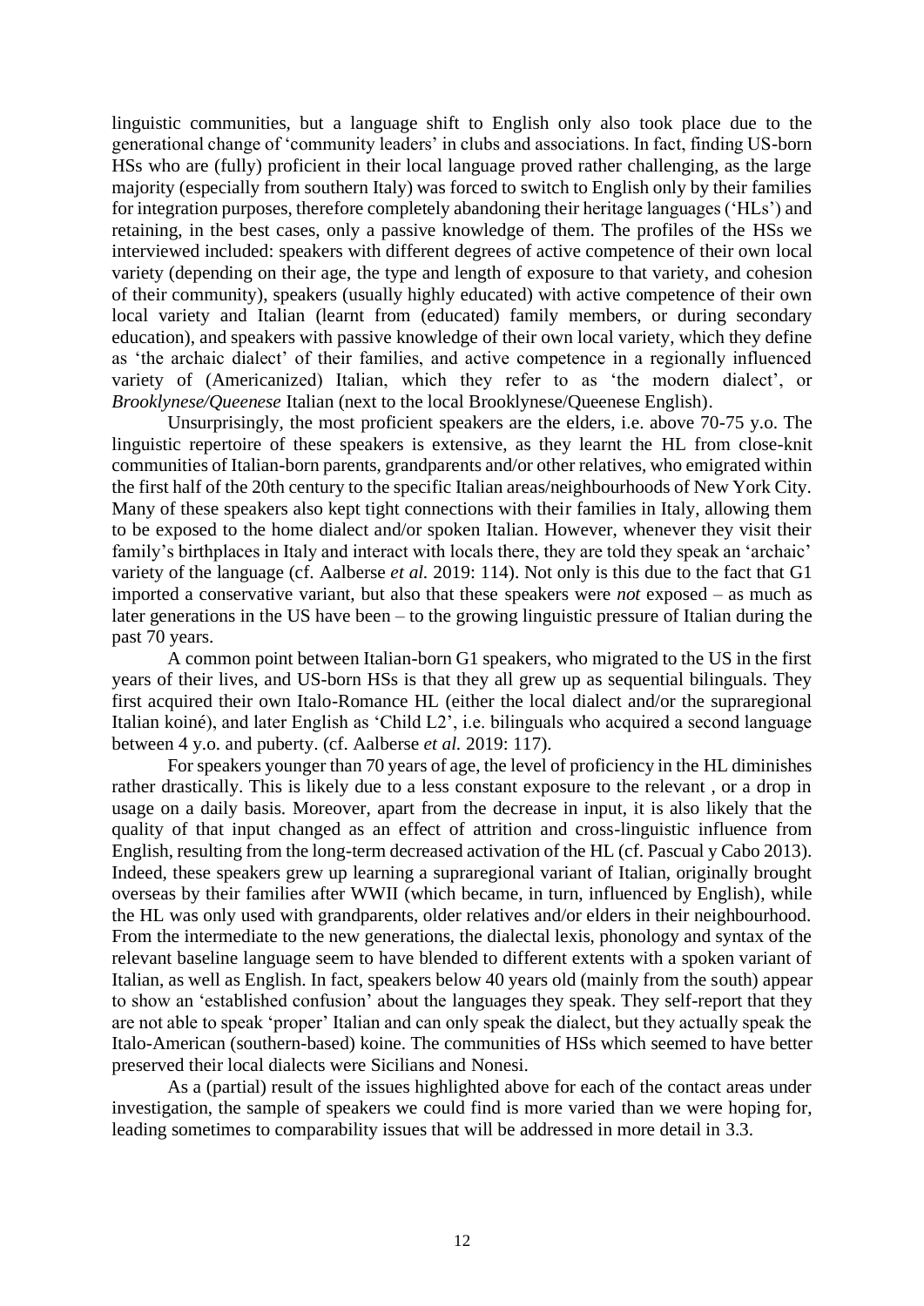linguistic communities, but a language shift to English only also took place due to the generational change of 'community leaders' in clubs and associations. In fact, finding US-born HSs who are (fully) proficient in their local language proved rather challenging, as the large majority (especially from southern Italy) was forced to switch to English only by their families for integration purposes, therefore completely abandoning their heritage languages ('HLs') and retaining, in the best cases, only a passive knowledge of them. The profiles of the HSs we interviewed included: speakers with different degrees of active competence of their own local variety (depending on their age, the type and length of exposure to that variety, and cohesion of their community), speakers (usually highly educated) with active competence of their own local variety and Italian (learnt from (educated) family members, or during secondary education), and speakers with passive knowledge of their own local variety, which they define as 'the archaic dialect' of their families, and active competence in a regionally influenced variety of (Americanized) Italian, which they refer to as 'the modern dialect', or *Brooklynese/Queenese* Italian (next to the local Brooklynese/Queenese English).

Unsurprisingly, the most proficient speakers are the elders, i.e. above 70-75 y.o. The linguistic repertoire of these speakers is extensive, as they learnt the HL from close-knit communities of Italian-born parents, grandparents and/or other relatives, who emigrated within the first half of the 20th century to the specific Italian areas/neighbourhoods of New York City. Many of these speakers also kept tight connections with their families in Italy, allowing them to be exposed to the home dialect and/or spoken Italian. However, whenever they visit their family's birthplaces in Italy and interact with locals there, they are told they speak an 'archaic' variety of the language (cf. Aalberse *et al.* 2019: 114). Not only is this due to the fact that G1 imported a conservative variant, but also that these speakers were *not* exposed – as much as later generations in the US have been – to the growing linguistic pressure of Italian during the past 70 years.

A common point between Italian-born G1 speakers, who migrated to the US in the first years of their lives, and US-born HSs is that they all grew up as sequential bilinguals. They first acquired their own Italo-Romance HL (either the local dialect and/or the supraregional Italian koiné), and later English as 'Child L2', i.e. bilinguals who acquired a second language between 4 y.o. and puberty. (cf. Aalberse *et al.* 2019: 117).

For speakers younger than 70 years of age, the level of proficiency in the HL diminishes rather drastically. This is likely due to a less constant exposure to the relevant , or a drop in usage on a daily basis. Moreover, apart from the decrease in input, it is also likely that the quality of that input changed as an effect of attrition and cross-linguistic influence from English, resulting from the long-term decreased activation of the HL (cf. Pascual y Cabo 2013). Indeed, these speakers grew up learning a supraregional variant of Italian, originally brought overseas by their families after WWII (which became, in turn, influenced by English), while the HL was only used with grandparents, older relatives and/or elders in their neighbourhood. From the intermediate to the new generations, the dialectal lexis, phonology and syntax of the relevant baseline language seem to have blended to different extents with a spoken variant of Italian, as well as English. In fact, speakers below 40 years old (mainly from the south) appear to show an 'established confusion' about the languages they speak. They self-report that they are not able to speak 'proper' Italian and can only speak the dialect, but they actually speak the Italo-American (southern-based) koine. The communities of HSs which seemed to have better preserved their local dialects were Sicilians and Nonesi.

As a (partial) result of the issues highlighted above for each of the contact areas under investigation, the sample of speakers we could find is more varied than we were hoping for, leading sometimes to comparability issues that will be addressed in more detail in 3.3.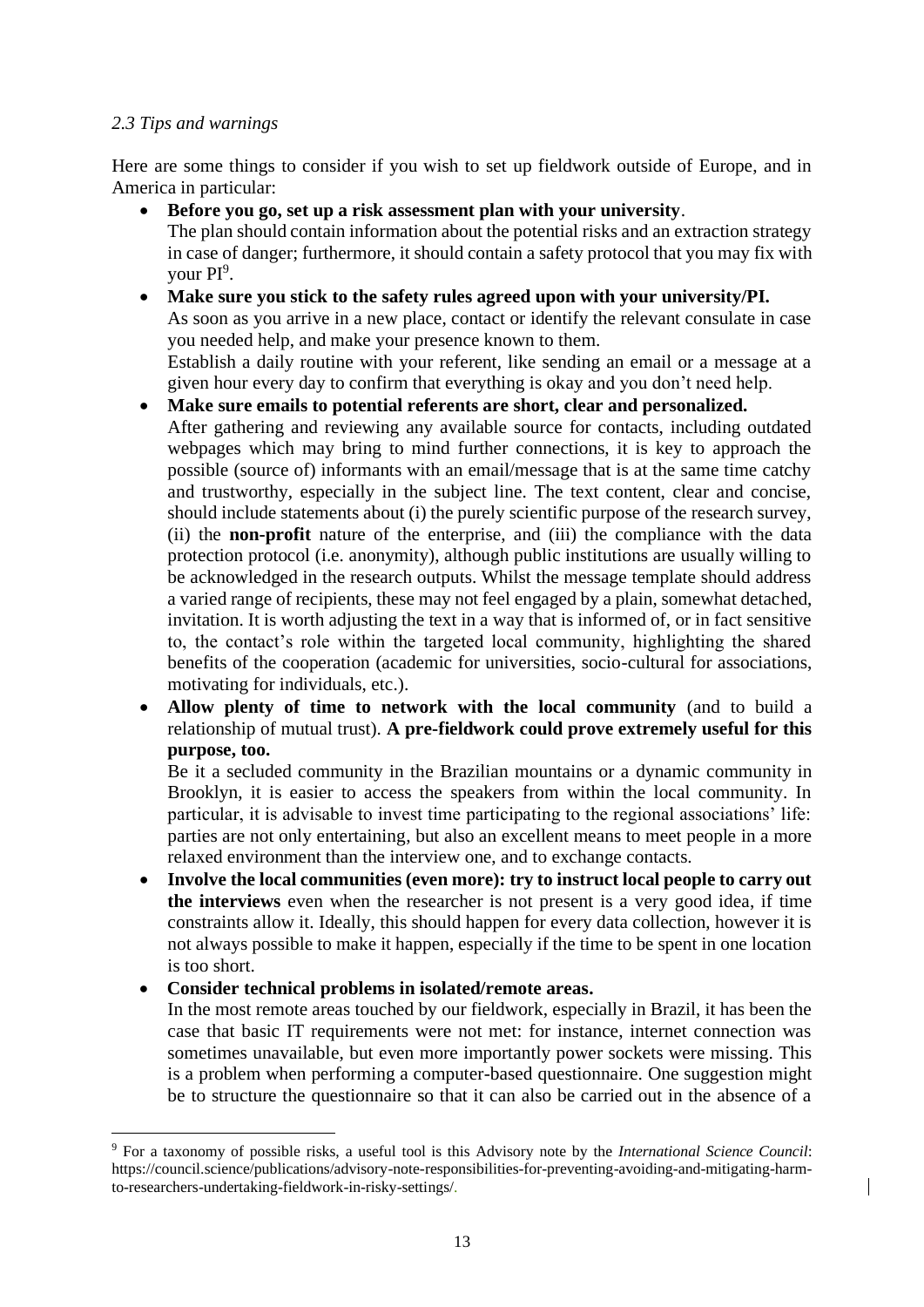*2.3 Tips and warnings*

Here are some things to consider if you wish to set up fieldwork outside of Europe, and in America in particular:

- **Before you go, set up a risk assessment plan with your university**.
  The plan should contain information about the potential risks and an extraction strategy in case of danger; furthermore, it should contain a safety protocol that you may fix with your PI[9].
- **Make sure you stick to the safety rules agreed upon with your university/PI.**
  As soon as you arrive in a new place, contact or identify the relevant consulate in case you needed help, and make your presence known to them.
  Establish a daily routine with your referent, like sending an email or a message at a given hour every day to confirm that everything is okay and you don't need help.
- **Make sure emails to potential referents are short, clear and personalized.**
  After gathering and reviewing any available source for contacts, including outdated webpages which may bring to mind further connections, it is key to approach the possible (source of) informants with an email/message that is at the same time catchy and trustworthy, especially in the subject line. The text content, clear and concise, should include statements about (i) the purely scientific purpose of the research survey, (ii) the **non-profit** nature of the enterprise, and (iii) the compliance with the data protection protocol (i.e. anonymity), although public institutions are usually willing to be acknowledged in the research outputs. Whilst the message template should address a varied range of recipients, these may not feel engaged by a plain, somewhat detached, invitation. It is worth adjusting the text in a way that is informed of, or in fact sensitive to, the contact's role within the targeted local community, highlighting the shared benefits of the cooperation (academic for universities, socio-cultural for associations, motivating for individuals, etc.).
- **Allow plenty of time to network with the local community** (and to build a relationship of mutual trust). **A pre-fieldwork could prove extremely useful for this purpose, too.**
  Be it a secluded community in the Brazilian mountains or a dynamic community in Brooklyn, it is easier to access the speakers from within the local community. In particular, it is advisable to invest time participating to the regional associations' life: parties are not only entertaining, but also an excellent means to meet people in a more relaxed environment than the interview one, and to exchange contacts.
- **Involve the local communities (even more): try to instruct local people to carry out the interviews** even when the researcher is not present is a very good idea, if time constraints allow it. Ideally, this should happen for every data collection, however it is not always possible to make it happen, especially if the time to be spent in one location is too short.
- **Consider technical problems in isolated/remote areas.**
  In the most remote areas touched by our fieldwork, especially in Brazil, it has been the case that basic IT requirements were not met: for instance, internet connection was sometimes unavailable, but even more importantly power sockets were missing. This is a problem when performing a computer-based questionnaire. One suggestion might be to structure the questionnaire so that it can also be carried out in the absence of a

[9] For a taxonomy of possible risks, a useful tool is this Advisory note by the *International Science Council*: https://council.science/publications/advisory-note-responsibilities-for-preventing-avoiding-and-mitigating-harm-to-researchers-undertaking-fieldwork-in-risky-settings/.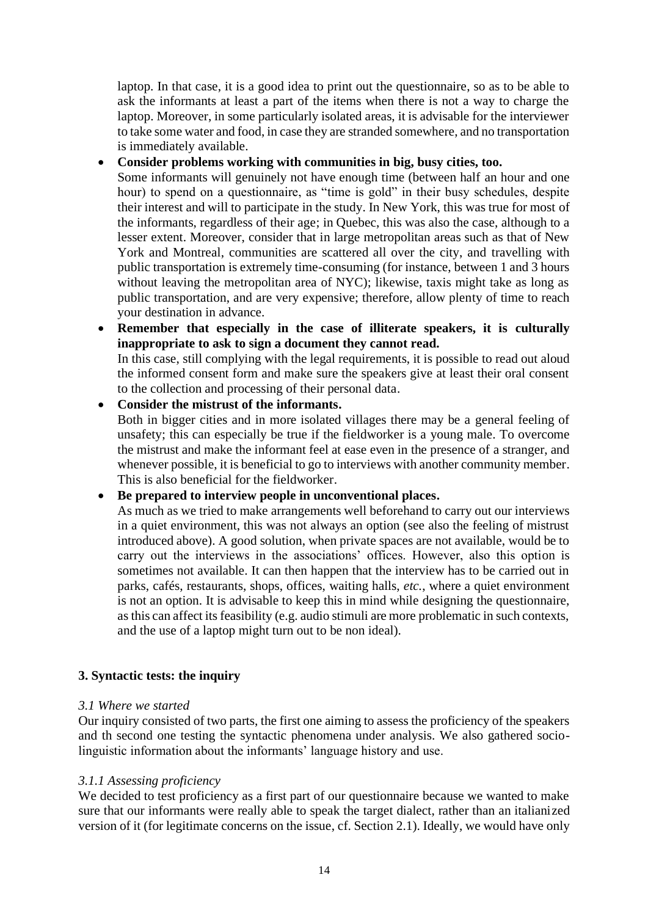laptop. In that case, it is a good idea to print out the questionnaire, so as to be able to ask the informants at least a part of the items when there is not a way to charge the laptop. Moreover, in some particularly isolated areas, it is advisable for the interviewer to take some water and food, in case they are stranded somewhere, and no transportation is immediately available.

- **Consider problems working with communities in big, busy cities, too.**
  Some informants will genuinely not have enough time (between half an hour and one hour) to spend on a questionnaire, as "time is gold" in their busy schedules, despite their interest and will to participate in the study. In New York, this was true for most of the informants, regardless of their age; in Quebec, this was also the case, although to a lesser extent. Moreover, consider that in large metropolitan areas such as that of New York and Montreal, communities are scattered all over the city, and travelling with public transportation is extremely time-consuming (for instance, between 1 and 3 hours without leaving the metropolitan area of NYC); likewise, taxis might take as long as public transportation, and are very expensive; therefore, allow plenty of time to reach your destination in advance.
- **Remember that especially in the case of illiterate speakers, it is culturally inappropriate to ask to sign a document they cannot read.**
  In this case, still complying with the legal requirements, it is possible to read out aloud the informed consent form and make sure the speakers give at least their oral consent to the collection and processing of their personal data.
- **Consider the mistrust of the informants.**
  Both in bigger cities and in more isolated villages there may be a general feeling of unsafety; this can especially be true if the fieldworker is a young male. To overcome the mistrust and make the informant feel at ease even in the presence of a stranger, and whenever possible, it is beneficial to go to interviews with another community member. This is also beneficial for the fieldworker.
- **Be prepared to interview people in unconventional places.**
  As much as we tried to make arrangements well beforehand to carry out our interviews in a quiet environment, this was not always an option (see also the feeling of mistrust introduced above). A good solution, when private spaces are not available, would be to carry out the interviews in the associations' offices. However, also this option is sometimes not available. It can then happen that the interview has to be carried out in parks, cafés, restaurants, shops, offices, waiting halls, *etc.*, where a quiet environment is not an option. It is advisable to keep this in mind while designing the questionnaire, as this can affect its feasibility (e.g. audio stimuli are more problematic in such contexts, and the use of a laptop might turn out to be non ideal).

## 3. Syntactic tests: the inquiry

### *3.1 Where we started*

Our inquiry consisted of two parts, the first one aiming to assess the proficiency of the speakers and th second one testing the syntactic phenomena under analysis. We also gathered socio-linguistic information about the informants' language history and use.

#### *3.1.1 Assessing proficiency*

We decided to test proficiency as a first part of our questionnaire because we wanted to make sure that our informants were really able to speak the target dialect, rather than an italianized version of it (for legitimate concerns on the issue, cf. Section 2.1). Ideally, we would have only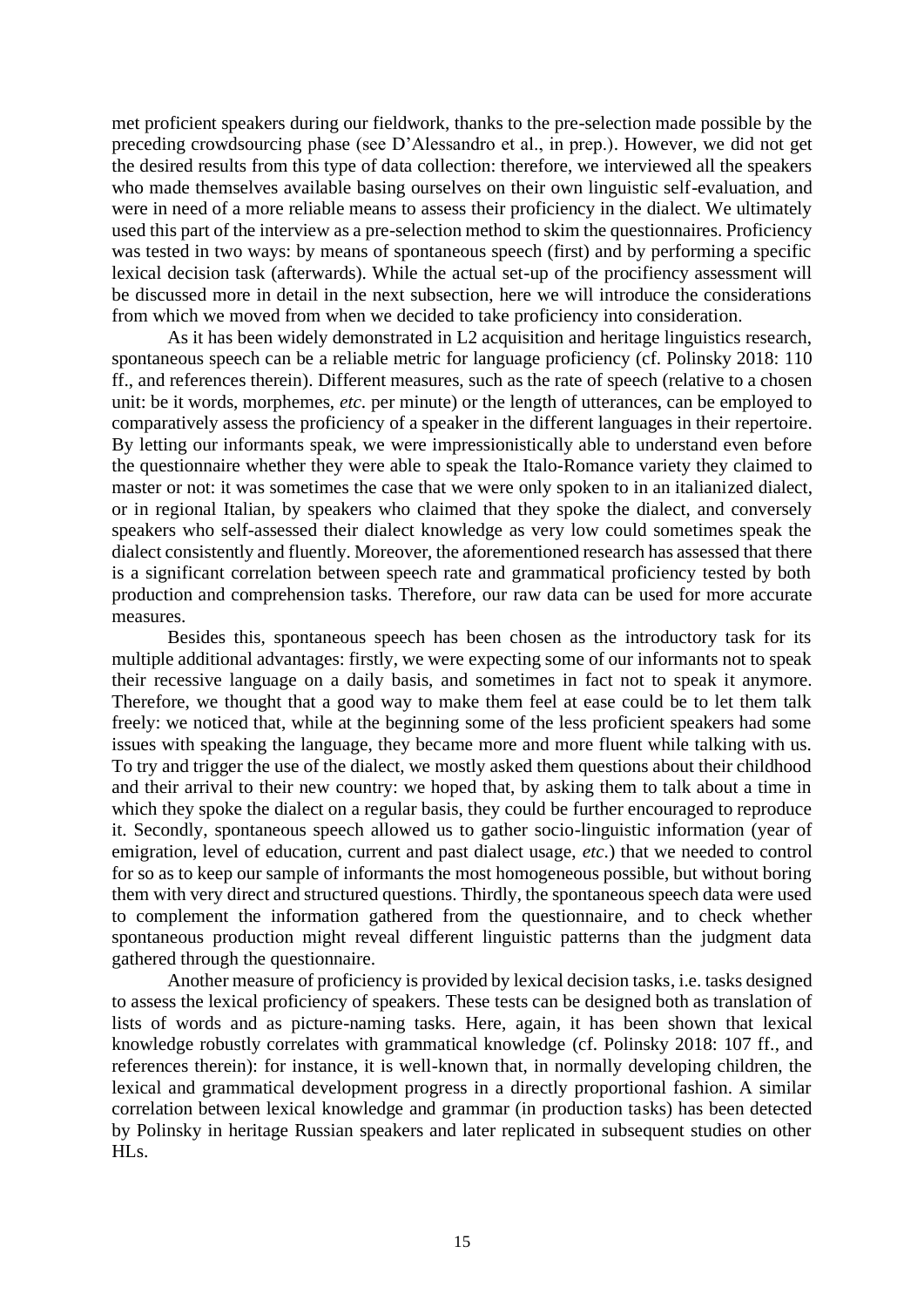met proficient speakers during our fieldwork, thanks to the pre-selection made possible by the preceding crowdsourcing phase (see D'Alessandro et al., in prep.). However, we did not get the desired results from this type of data collection: therefore, we interviewed all the speakers who made themselves available basing ourselves on their own linguistic self-evaluation, and were in need of a more reliable means to assess their proficiency in the dialect. We ultimately used this part of the interview as a pre-selection method to skim the questionnaires. Proficiency was tested in two ways: by means of spontaneous speech (first) and by performing a specific lexical decision task (afterwards). While the actual set-up of the proficiency assessment will be discussed more in detail in the next subsection, here we will introduce the considerations from which we moved from when we decided to take proficiency into consideration.

As it has been widely demonstrated in L2 acquisition and heritage linguistics research, spontaneous speech can be a reliable metric for language proficiency (cf. Polinsky 2018: 110 ff., and references therein). Different measures, such as the rate of speech (relative to a chosen unit: be it words, morphemes, *etc.* per minute) or the length of utterances, can be employed to comparatively assess the proficiency of a speaker in the different languages in their repertoire. By letting our informants speak, we were impressionistically able to understand even before the questionnaire whether they were able to speak the Italo-Romance variety they claimed to master or not: it was sometimes the case that we were only spoken to in an italianized dialect, or in regional Italian, by speakers who claimed that they spoke the dialect, and conversely speakers who self-assessed their dialect knowledge as very low could sometimes speak the dialect consistently and fluently. Moreover, the aforementioned research has assessed that there is a significant correlation between speech rate and grammatical proficiency tested by both production and comprehension tasks. Therefore, our raw data can be used for more accurate measures.

Besides this, spontaneous speech has been chosen as the introductory task for its multiple additional advantages: firstly, we were expecting some of our informants not to speak their recessive language on a daily basis, and sometimes in fact not to speak it anymore. Therefore, we thought that a good way to make them feel at ease could be to let them talk freely: we noticed that, while at the beginning some of the less proficient speakers had some issues with speaking the language, they became more and more fluent while talking with us. To try and trigger the use of the dialect, we mostly asked them questions about their childhood and their arrival to their new country: we hoped that, by asking them to talk about a time in which they spoke the dialect on a regular basis, they could be further encouraged to reproduce it. Secondly, spontaneous speech allowed us to gather socio-linguistic information (year of emigration, level of education, current and past dialect usage, *etc.*) that we needed to control for so as to keep our sample of informants the most homogeneous possible, but without boring them with very direct and structured questions. Thirdly, the spontaneous speech data were used to complement the information gathered from the questionnaire, and to check whether spontaneous production might reveal different linguistic patterns than the judgment data gathered through the questionnaire.

Another measure of proficiency is provided by lexical decision tasks, i.e. tasks designed to assess the lexical proficiency of speakers. These tests can be designed both as translation of lists of words and as picture-naming tasks. Here, again, it has been shown that lexical knowledge robustly correlates with grammatical knowledge (cf. Polinsky 2018: 107 ff., and references therein): for instance, it is well-known that, in normally developing children, the lexical and grammatical development progress in a directly proportional fashion. A similar correlation between lexical knowledge and grammar (in production tasks) has been detected by Polinsky in heritage Russian speakers and later replicated in subsequent studies on other HLs.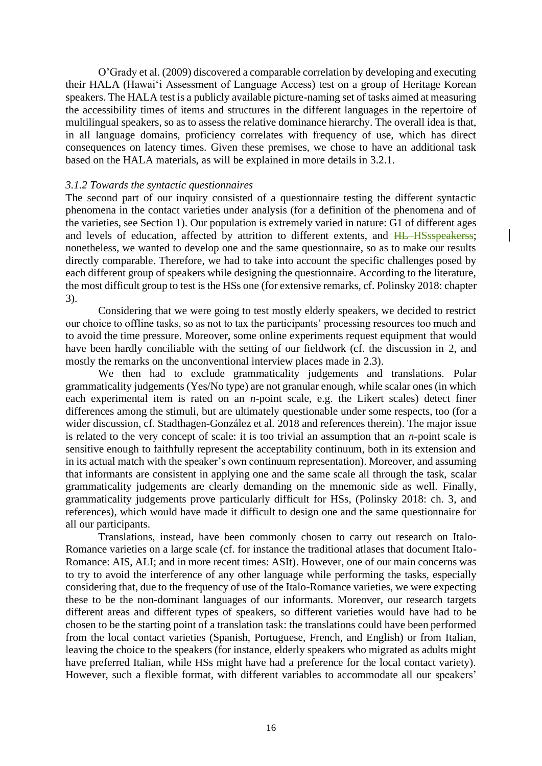O'Grady et al. (2009) discovered a comparable correlation by developing and executing their HALA (Hawai'i Assessment of Language Access) test on a group of Heritage Korean speakers. The HALA test is a publicly available picture-naming set of tasks aimed at measuring the accessibility times of items and structures in the different languages in the repertoire of multilingual speakers, so as to assess the relative dominance hierarchy. The overall idea is that, in all language domains, proficiency correlates with frequency of use, which has direct consequences on latency times. Given these premises, we chose to have an additional task based on the HALA materials, as will be explained in more details in 3.2.1.

### *3.1.2 Towards the syntactic questionnaires*

The second part of our inquiry consisted of a questionnaire testing the different syntactic phenomena in the contact varieties under analysis (for a definition of the phenomena and of the varieties, see Section 1). Our population is extremely varied in nature: G1 of different ages and levels of education, affected by attrition to different extents, and HSs; nonetheless, we wanted to develop one and the same questionnaire, so as to make our results directly comparable. Therefore, we had to take into account the specific challenges posed by each different group of speakers while designing the questionnaire. According to the literature, the most difficult group to test is the HSs one (for extensive remarks, cf. Polinsky 2018: chapter 3).

Considering that we were going to test mostly elderly speakers, we decided to restrict our choice to offline tasks, so as not to tax the participants' processing resources too much and to avoid the time pressure. Moreover, some online experiments request equipment that would have been hardly conciliable with the setting of our fieldwork (cf. the discussion in 2, and mostly the remarks on the unconventional interview places made in 2.3).

We then had to exclude grammaticality judgements and translations. Polar grammaticality judgements (Yes/No type) are not granular enough, while scalar ones (in which each experimental item is rated on an *n*-point scale, e.g. the Likert scales) detect finer differences among the stimuli, but are ultimately questionable under some respects, too (for a wider discussion, cf. Stadthagen-González et al. 2018 and references therein). The major issue is related to the very concept of scale: it is too trivial an assumption that an *n*-point scale is sensitive enough to faithfully represent the acceptability continuum, both in its extension and in its actual match with the speaker's own continuum representation). Moreover, and assuming that informants are consistent in applying one and the same scale all through the task, scalar grammaticality judgements are clearly demanding on the mnemonic side as well. Finally, grammaticality judgements prove particularly difficult for HSs, (Polinsky 2018: ch. 3, and references), which would have made it difficult to design one and the same questionnaire for all our participants.

Translations, instead, have been commonly chosen to carry out research on Italo-Romance varieties on a large scale (cf. for instance the traditional atlases that document Italo-Romance: AIS, ALI; and in more recent times: ASIt). However, one of our main concerns was to try to avoid the interference of any other language while performing the tasks, especially considering that, due to the frequency of use of the Italo-Romance varieties, we were expecting these to be the non-dominant languages of our informants. Moreover, our research targets different areas and different types of speakers, so different varieties would have had to be chosen to be the starting point of a translation task: the translations could have been performed from the local contact varieties (Spanish, Portuguese, French, and English) or from Italian, leaving the choice to the speakers (for instance, elderly speakers who migrated as adults might have preferred Italian, while HSs might have had a preference for the local contact variety). However, such a flexible format, with different variables to accommodate all our speakers'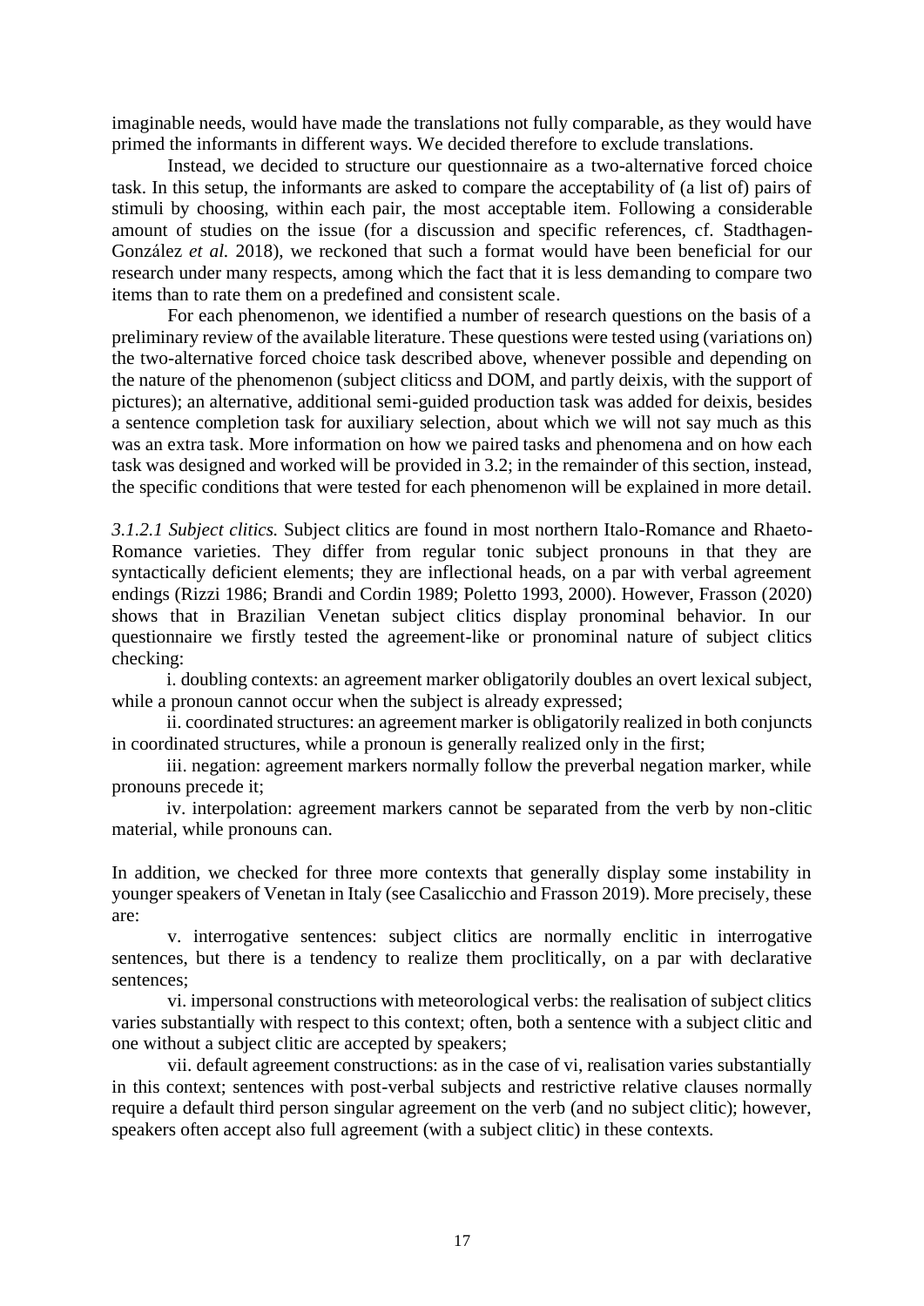imaginable needs, would have made the translations not fully comparable, as they would have primed the informants in different ways. We decided therefore to exclude translations.

Instead, we decided to structure our questionnaire as a two-alternative forced choice task. In this setup, the informants are asked to compare the acceptability of (a list of) pairs of stimuli by choosing, within each pair, the most acceptable item. Following a considerable amount of studies on the issue (for a discussion and specific references, cf. Stadthagen-González *et al.* 2018), we reckoned that such a format would have been beneficial for our research under many respects, among which the fact that it is less demanding to compare two items than to rate them on a predefined and consistent scale.

For each phenomenon, we identified a number of research questions on the basis of a preliminary review of the available literature. These questions were tested using (variations on) the two-alternative forced choice task described above, whenever possible and depending on the nature of the phenomenon (subject cliticss and DOM, and partly deixis, with the support of pictures); an alternative, additional semi-guided production task was added for deixis, besides a sentence completion task for auxiliary selection, about which we will not say much as this was an extra task. More information on how we paired tasks and phenomena and on how each task was designed and worked will be provided in 3.2; in the remainder of this section, instead, the specific conditions that were tested for each phenomenon will be explained in more detail.

*3.1.2.1 Subject clitics.* Subject clitics are found in most northern Italo-Romance and Rhaeto-Romance varieties. They differ from regular tonic subject pronouns in that they are syntactically deficient elements; they are inflectional heads, on a par with verbal agreement endings (Rizzi 1986; Brandi and Cordin 1989; Poletto 1993, 2000). However, Frasson (2020) shows that in Brazilian Venetan subject clitics display pronominal behavior. In our questionnaire we firstly tested the agreement-like or pronominal nature of subject clitics checking:

i. doubling contexts: an agreement marker obligatorily doubles an overt lexical subject, while a pronoun cannot occur when the subject is already expressed;

ii. coordinated structures: an agreement marker is obligatorily realized in both conjuncts in coordinated structures, while a pronoun is generally realized only in the first;

iii. negation: agreement markers normally follow the preverbal negation marker, while pronouns precede it;

iv. interpolation: agreement markers cannot be separated from the verb by non-clitic material, while pronouns can.

In addition, we checked for three more contexts that generally display some instability in younger speakers of Venetan in Italy (see Casalicchio and Frasson 2019). More precisely, these are:

v. interrogative sentences: subject clitics are normally enclitic in interrogative sentences, but there is a tendency to realize them proclitically, on a par with declarative sentences;

vi. impersonal constructions with meteorological verbs: the realisation of subject clitics varies substantially with respect to this context; often, both a sentence with a subject clitic and one without a subject clitic are accepted by speakers;

vii. default agreement constructions: as in the case of vi, realisation varies substantially in this context; sentences with post-verbal subjects and restrictive relative clauses normally require a default third person singular agreement on the verb (and no subject clitic); however, speakers often accept also full agreement (with a subject clitic) in these contexts.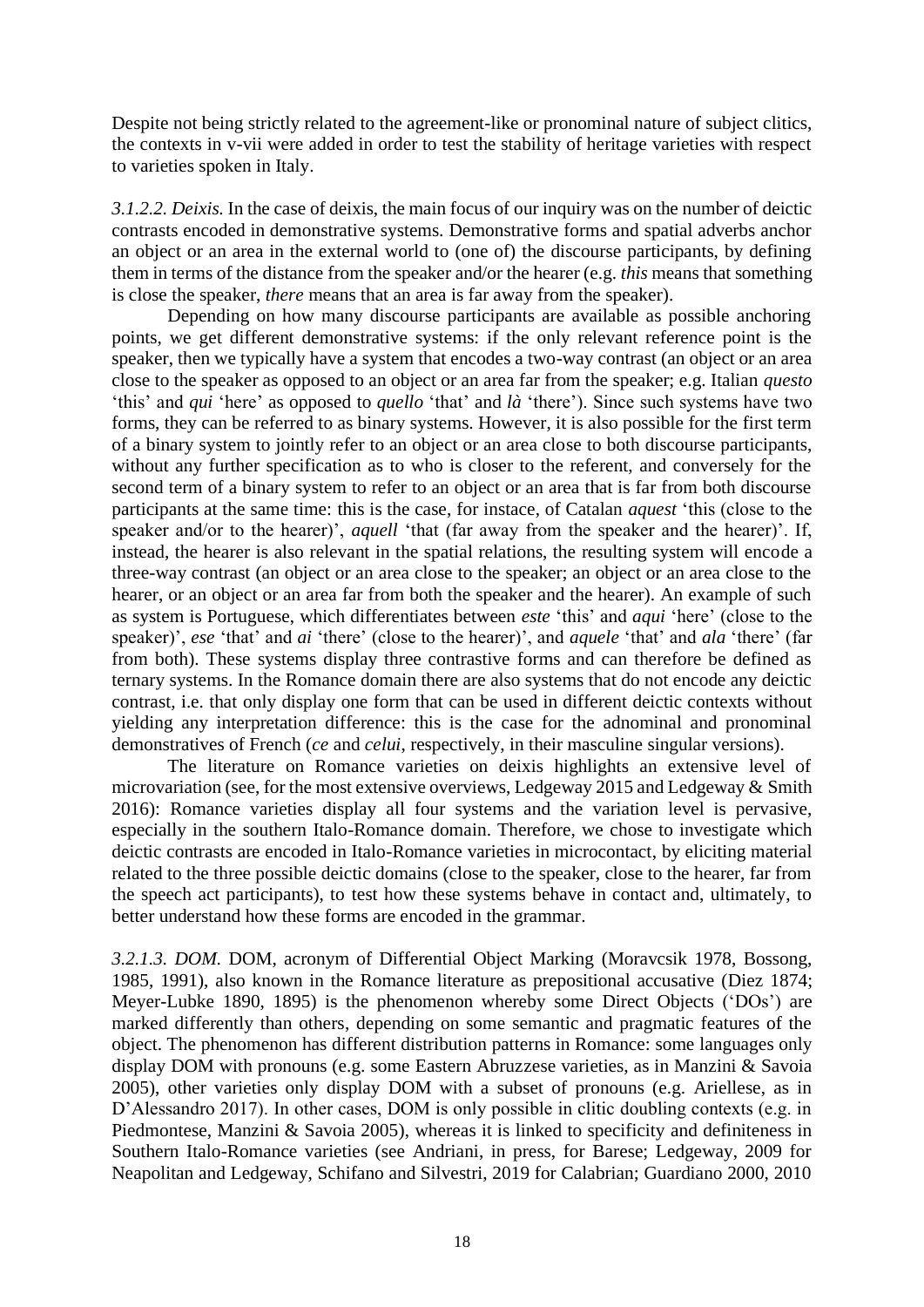Despite not being strictly related to the agreement-like or pronominal nature of subject clitics, the contexts in v-vii were added in order to test the stability of heritage varieties with respect to varieties spoken in Italy.

*3.1.2.2. Deixis.* In the case of deixis, the main focus of our inquiry was on the number of deictic contrasts encoded in demonstrative systems. Demonstrative forms and spatial adverbs anchor an object or an area in the external world to (one of) the discourse participants, by defining them in terms of the distance from the speaker and/or the hearer (e.g. *this* means that something is close the speaker, *there* means that an area is far away from the speaker).

Depending on how many discourse participants are available as possible anchoring points, we get different demonstrative systems: if the only relevant reference point is the speaker, then we typically have a system that encodes a two-way contrast (an object or an area close to the speaker as opposed to an object or an area far from the speaker; e.g. Italian *questo* 'this' and *qui* 'here' as opposed to *quello* 'that' and *là* 'there'). Since such systems have two forms, they can be referred to as binary systems. However, it is also possible for the first term of a binary system to jointly refer to an object or an area close to both discourse participants, without any further specification as to who is closer to the referent, and conversely for the second term of a binary system to refer to an object or an area that is far from both discourse participants at the same time: this is the case, for instace, of Catalan *aquest* 'this (close to the speaker and/or to the hearer)', *aquell* 'that (far away from the speaker and the hearer)'. If, instead, the hearer is also relevant in the spatial relations, the resulting system will encode a three-way contrast (an object or an area close to the speaker; an object or an area close to the hearer, or an object or an area far from both the speaker and the hearer). An example of such as system is Portuguese, which differentiates between *este* 'this' and *aqui* 'here' (close to the speaker)', *ese* 'that' and *ai* 'there' (close to the hearer)', and *aquele* 'that' and *ala* 'there' (far from both). These systems display three contrastive forms and can therefore be defined as ternary systems. In the Romance domain there are also systems that do not encode any deictic contrast, i.e. that only display one form that can be used in different deictic contexts without yielding any interpretation difference: this is the case for the adnominal and pronominal demonstratives of French (*ce* and *celui*, respectively, in their masculine singular versions).

The literature on Romance varieties on deixis highlights an extensive level of microvariation (see, for the most extensive overviews, Ledgeway 2015 and Ledgeway & Smith 2016): Romance varieties display all four systems and the variation level is pervasive, especially in the southern Italo-Romance domain. Therefore, we chose to investigate which deictic contrasts are encoded in Italo-Romance varieties in microcontact, by eliciting material related to the three possible deictic domains (close to the speaker, close to the hearer, far from the speech act participants), to test how these systems behave in contact and, ultimately, to better understand how these forms are encoded in the grammar.

*3.2.1.3. DOM.* DOM, acronym of Differential Object Marking (Moravcsik 1978, Bossong, 1985, 1991), also known in the Romance literature as prepositional accusative (Diez 1874; Meyer-Lubke 1890, 1895) is the phenomenon whereby some Direct Objects ('DOs') are marked differently than others, depending on some semantic and pragmatic features of the object. The phenomenon has different distribution patterns in Romance: some languages only display DOM with pronouns (e.g. some Eastern Abruzzese varieties, as in Manzini & Savoia 2005), other varieties only display DOM with a subset of pronouns (e.g. Ariellese, as in D'Alessandro 2017). In other cases, DOM is only possible in clitic doubling contexts (e.g. in Piedmontese, Manzini & Savoia 2005), whereas it is linked to specificity and definiteness in Southern Italo-Romance varieties (see Andriani, in press, for Barese; Ledgeway, 2009 for Neapolitan and Ledgeway, Schifano and Silvestri, 2019 for Calabrian; Guardiano 2000, 2010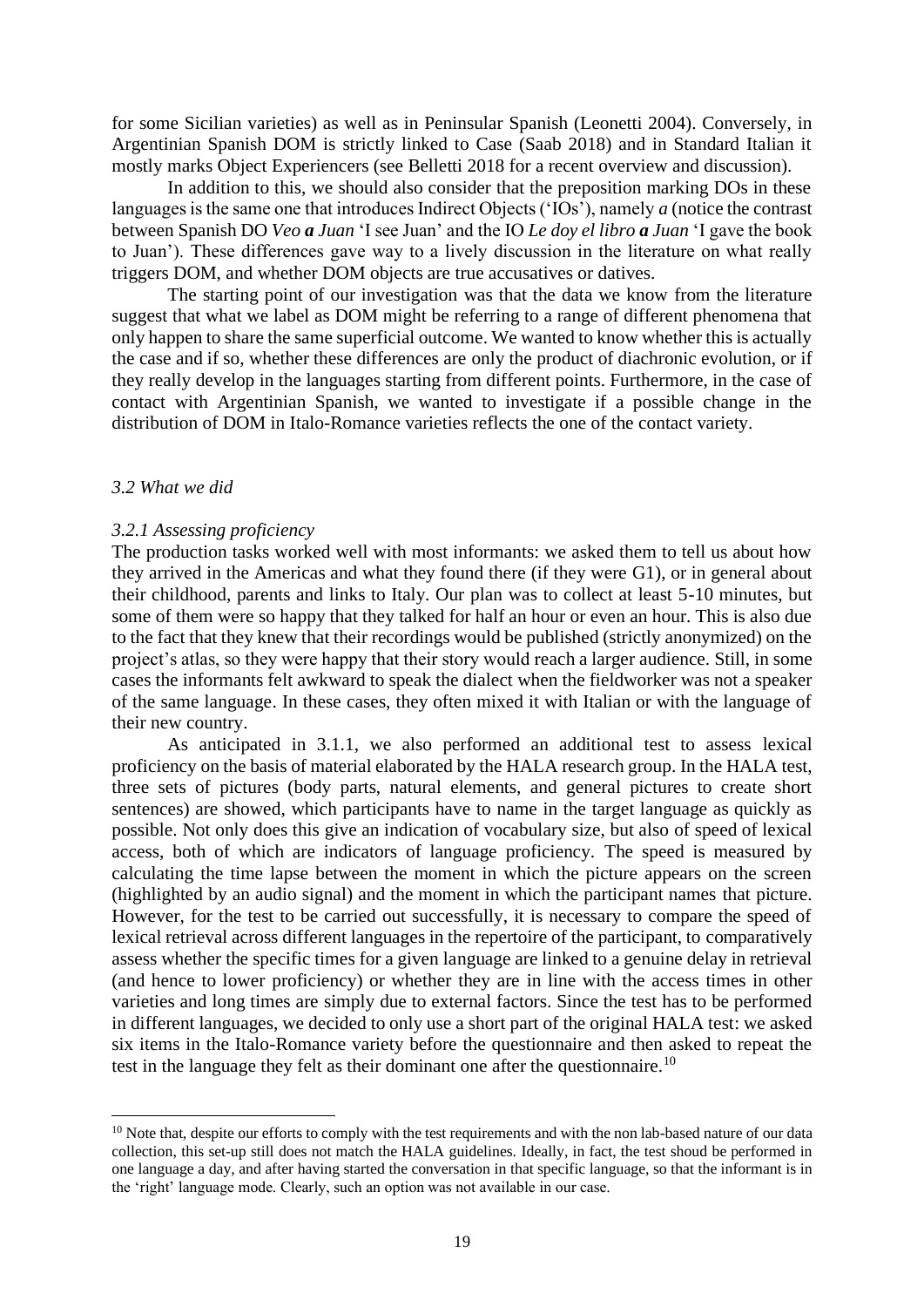for some Sicilian varieties) as well as in Peninsular Spanish (Leonetti 2004). Conversely, in Argentinian Spanish DOM is strictly linked to Case (Saab 2018) and in Standard Italian it mostly marks Object Experiencers (see Belletti 2018 for a recent overview and discussion).

In addition to this, we should also consider that the preposition marking DOs in these languages is the same one that introduces Indirect Objects ('IOs'), namely *a* (notice the contrast between Spanish DO *Veo **a** Juan* 'I see Juan' and the IO *Le doy el libro **a** Juan* 'I gave the book to Juan'). These differences gave way to a lively discussion in the literature on what really triggers DOM, and whether DOM objects are true accusatives or datives.

The starting point of our investigation was that the data we know from the literature suggest that what we label as DOM might be referring to a range of different phenomena that only happen to share the same superficial outcome. We wanted to know whether this is actually the case and if so, whether these differences are only the product of diachronic evolution, or if they really develop in the languages starting from different points. Furthermore, in the case of contact with Argentinian Spanish, we wanted to investigate if a possible change in the distribution of DOM in Italo-Romance varieties reflects the one of the contact variety.

### *3.2 What we did*

#### *3.2.1 Assessing proficiency*

The production tasks worked well with most informants: we asked them to tell us about how they arrived in the Americas and what they found there (if they were G1), or in general about their childhood, parents and links to Italy. Our plan was to collect at least 5-10 minutes, but some of them were so happy that they talked for half an hour or even an hour. This is also due to the fact that they knew that their recordings would be published (strictly anonymized) on the project's atlas, so they were happy that their story would reach a larger audience. Still, in some cases the informants felt awkward to speak the dialect when the fieldworker was not a speaker of the same language. In these cases, they often mixed it with Italian or with the language of their new country.

As anticipated in 3.1.1, we also performed an additional test to assess lexical proficiency on the basis of material elaborated by the HALA research group. In the HALA test, three sets of pictures (body parts, natural elements, and general pictures to create short sentences) are showed, which participants have to name in the target language as quickly as possible. Not only does this give an indication of vocabulary size, but also of speed of lexical access, both of which are indicators of language proficiency. The speed is measured by calculating the time lapse between the moment in which the picture appears on the screen (highlighted by an audio signal) and the moment in which the participant names that picture. However, for the test to be carried out successfully, it is necessary to compare the speed of lexical retrieval across different languages in the repertoire of the participant, to comparatively assess whether the specific times for a given language are linked to a genuine delay in retrieval (and hence to lower proficiency) or whether they are in line with the access times in other varieties and long times are simply due to external factors. Since the test has to be performed in different languages, we decided to only use a short part of the original HALA test: we asked six items in the Italo-Romance variety before the questionnaire and then asked to repeat the test in the language they felt as their dominant one after the questionnaire.[10]

[10] Note that, despite our efforts to comply with the test requirements and with the non lab-based nature of our data collection, this set-up still does not match the HALA guidelines. Ideally, in fact, the test shoud be performed in one language a day, and after having started the conversation in that specific language, so that the informant is in the 'right' language mode. Clearly, such an option was not available in our case.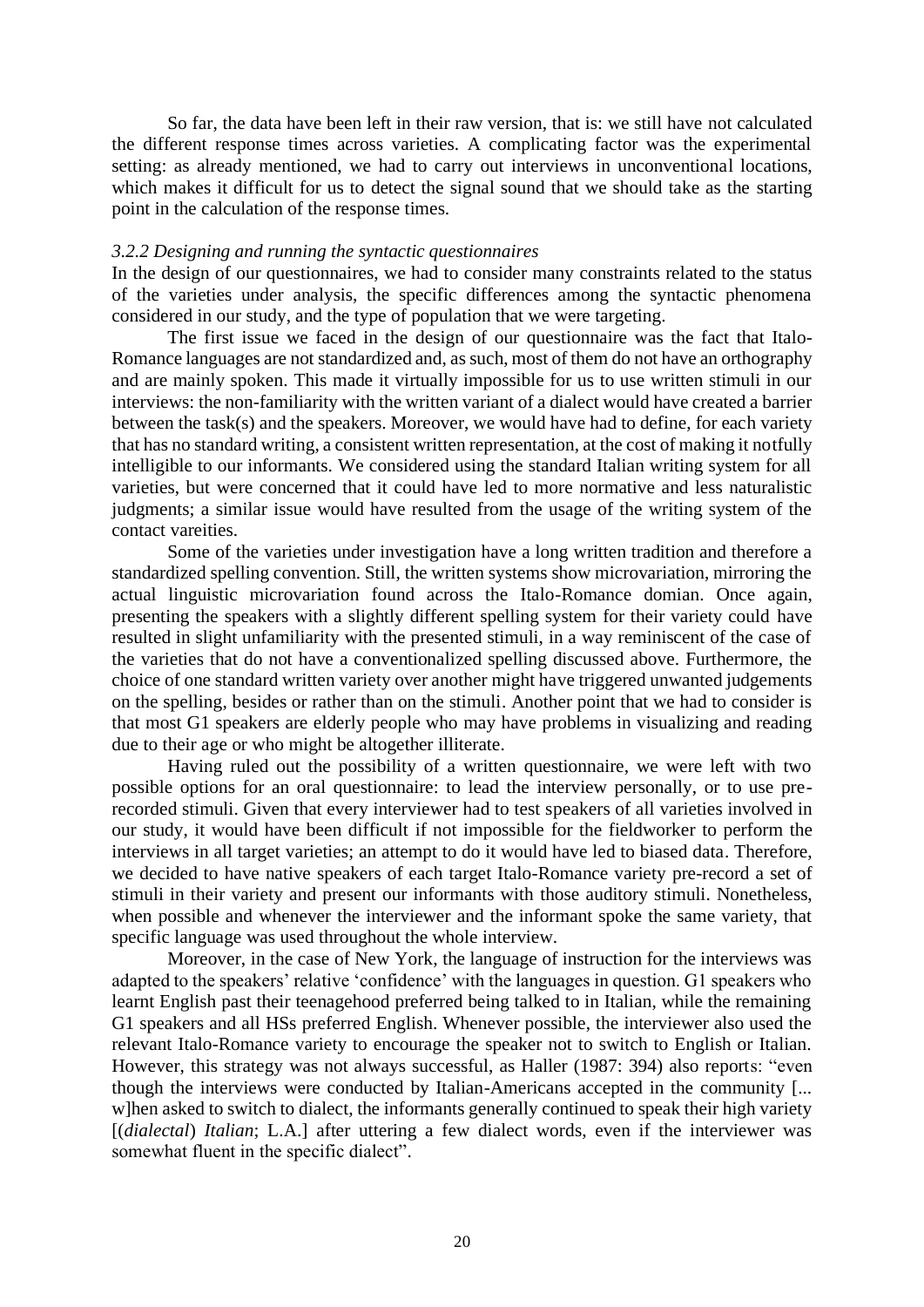So far, the data have been left in their raw version, that is: we still have not calculated the different response times across varieties. A complicating factor was the experimental setting: as already mentioned, we had to carry out interviews in unconventional locations, which makes it difficult for us to detect the signal sound that we should take as the starting point in the calculation of the response times.

### *3.2.2 Designing and running the syntactic questionnaires*

In the design of our questionnaires, we had to consider many constraints related to the status of the varieties under analysis, the specific differences among the syntactic phenomena considered in our study, and the type of population that we were targeting.

The first issue we faced in the design of our questionnaire was the fact that Italo-Romance languages are not standardized and, as such, most of them do not have an orthography and are mainly spoken. This made it virtually impossible for us to use written stimuli in our interviews: the non-familiarity with the written variant of a dialect would have created a barrier between the task(s) and the speakers. Moreover, we would have had to define, for each variety that has no standard writing, a consistent written representation, at the cost of making it notfully intelligible to our informants. We considered using the standard Italian writing system for all varieties, but were concerned that it could have led to more normative and less naturalistic judgments; a similar issue would have resulted from the usage of the writing system of the contact vareities.

Some of the varieties under investigation have a long written tradition and therefore a standardized spelling convention. Still, the written systems show microvariation, mirroring the actual linguistic microvariation found across the Italo-Romance domian. Once again, presenting the speakers with a slightly different spelling system for their variety could have resulted in slight unfamiliarity with the presented stimuli, in a way reminiscent of the case of the varieties that do not have a conventionalized spelling discussed above. Furthermore, the choice of one standard written variety over another might have triggered unwanted judgements on the spelling, besides or rather than on the stimuli. Another point that we had to consider is that most G1 speakers are elderly people who may have problems in visualizing and reading due to their age or who might be altogether illiterate.

Having ruled out the possibility of a written questionnaire, we were left with two possible options for an oral questionnaire: to lead the interview personally, or to use pre-recorded stimuli. Given that every interviewer had to test speakers of all varieties involved in our study, it would have been difficult if not impossible for the fieldworker to perform the interviews in all target varieties; an attempt to do it would have led to biased data. Therefore, we decided to have native speakers of each target Italo-Romance variety pre-record a set of stimuli in their variety and present our informants with those auditory stimuli. Nonetheless, when possible and whenever the interviewer and the informant spoke the same variety, that specific language was used throughout the whole interview.

Moreover, in the case of New York, the language of instruction for the interviews was adapted to the speakers' relative 'confidence' with the languages in question. G1 speakers who learnt English past their teenagehood preferred being talked to in Italian, while the remaining G1 speakers and all HSs preferred English. Whenever possible, the interviewer also used the relevant Italo-Romance variety to encourage the speaker not to switch to English or Italian. However, this strategy was not always successful, as Haller (1987: 394) also reports: "even though the interviews were conducted by Italian-Americans accepted in the community [... w]hen asked to switch to dialect, the informants generally continued to speak their high variety [(*dialectal*) *Italian*; L.A.] after uttering a few dialect words, even if the interviewer was somewhat fluent in the specific dialect".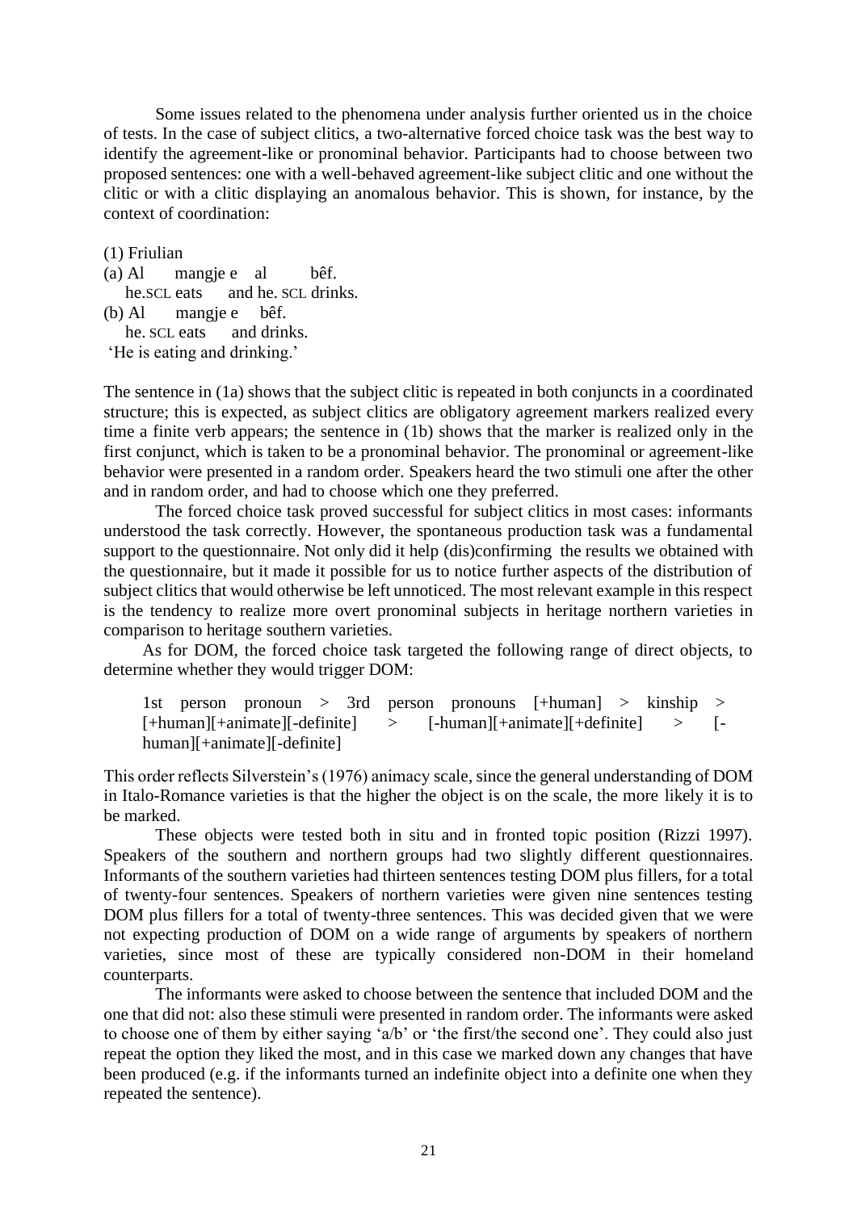Some issues related to the phenomena under analysis further oriented us in the choice of tests. In the case of subject clitics, a two-alternative forced choice task was the best way to identify the agreement-like or pronominal behavior. Participants had to choose between two proposed sentences: one with a well-behaved agreement-like subject clitic and one without the clitic or with a clitic displaying an anomalous behavior. This is shown, for instance, by the context of coordination:

(1) Friulian
(a) Al mangje e al bêf.
he.SCL eats and he. SCL drinks.
(b) Al mangje e bêf.
he. SCL eats and drinks.
'He is eating and drinking.'

The sentence in (1a) shows that the subject clitic is repeated in both conjuncts in a coordinated structure; this is expected, as subject clitics are obligatory agreement markers realized every time a finite verb appears; the sentence in (1b) shows that the marker is realized only in the first conjunct, which is taken to be a pronominal behavior. The pronominal or agreement-like behavior were presented in a random order. Speakers heard the two stimuli one after the other and in random order, and had to choose which one they preferred.

The forced choice task proved successful for subject clitics in most cases: informants understood the task correctly. However, the spontaneous production task was a fundamental support to the questionnaire. Not only did it help (dis)confirming the results we obtained with the questionnaire, but it made it possible for us to notice further aspects of the distribution of subject clitics that would otherwise be left unnoticed. The most relevant example in this respect is the tendency to realize more overt pronominal subjects in heritage northern varieties in comparison to heritage southern varieties.

As for DOM, the forced choice task targeted the following range of direct objects, to determine whether they would trigger DOM:

1st person pronoun > 3rd person pronouns [+human] > kinship > [+human][+animate][-definite] > [-human][+animate][+definite] > [-human][+animate][-definite]

This order reflects Silverstein's (1976) animacy scale, since the general understanding of DOM in Italo-Romance varieties is that the higher the object is on the scale, the more likely it is to be marked.

These objects were tested both in situ and in fronted topic position (Rizzi 1997). Speakers of the southern and northern groups had two slightly different questionnaires. Informants of the southern varieties had thirteen sentences testing DOM plus fillers, for a total of twenty-four sentences. Speakers of northern varieties were given nine sentences testing DOM plus fillers for a total of twenty-three sentences. This was decided given that we were not expecting production of DOM on a wide range of arguments by speakers of northern varieties, since most of these are typically considered non-DOM in their homeland counterparts.

The informants were asked to choose between the sentence that included DOM and the one that did not: also these stimuli were presented in random order. The informants were asked to choose one of them by either saying 'a/b' or 'the first/the second one'. They could also just repeat the option they liked the most, and in this case we marked down any changes that have been produced (e.g. if the informants turned an indefinite object into a definite one when they repeated the sentence).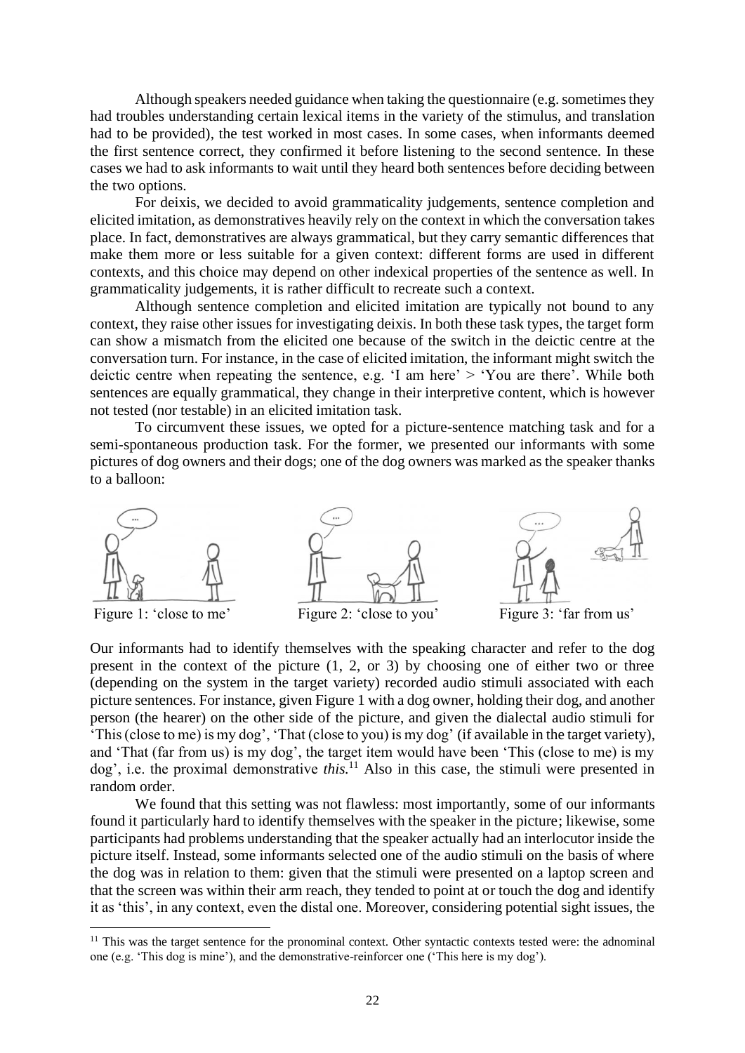Although speakers needed guidance when taking the questionnaire (e.g. sometimes they had troubles understanding certain lexical items in the variety of the stimulus, and translation had to be provided), the test worked in most cases. In some cases, when informants deemed the first sentence correct, they confirmed it before listening to the second sentence. In these cases we had to ask informants to wait until they heard both sentences before deciding between the two options.

For deixis, we decided to avoid grammaticality judgements, sentence completion and elicited imitation, as demonstratives heavily rely on the context in which the conversation takes place. In fact, demonstratives are always grammatical, but they carry semantic differences that make them more or less suitable for a given context: different forms are used in different contexts, and this choice may depend on other indexical properties of the sentence as well. In grammaticality judgements, it is rather difficult to recreate such a context.

Although sentence completion and elicited imitation are typically not bound to any context, they raise other issues for investigating deixis. In both these task types, the target form can show a mismatch from the elicited one because of the switch in the deictic centre at the conversation turn. For instance, in the case of elicited imitation, the informant might switch the deictic centre when repeating the sentence, e.g. 'I am here' > 'You are there'. While both sentences are equally grammatical, they change in their interpretive content, which is however not tested (nor testable) in an elicited imitation task.

To circumvent these issues, we opted for a picture-sentence matching task and for a semi-spontaneous production task. For the former, we presented our informants with some pictures of dog owners and their dogs; one of the dog owners was marked as the speaker thanks to a balloon:

Figure 1: 'close to me'

Figure 2: 'close to you'

Figure 3: 'far from us'

Our informants had to identify themselves with the speaking character and refer to the dog present in the context of the picture (1, 2, or 3) by choosing one of either two or three (depending on the system in the target variety) recorded audio stimuli associated with each picture sentences. For instance, given Figure 1 with a dog owner, holding their dog, and another person (the hearer) on the other side of the picture, and given the dialectal audio stimuli for 'This (close to me) is my dog', 'That (close to you) is my dog' (if available in the target variety), and 'That (far from us) is my dog', the target item would have been 'This (close to me) is my dog', i.e. the proximal demonstrative *this*.[11] Also in this case, the stimuli were presented in random order.

We found that this setting was not flawless: most importantly, some of our informants found it particularly hard to identify themselves with the speaker in the picture; likewise, some participants had problems understanding that the speaker actually had an interlocutor inside the picture itself. Instead, some informants selected one of the audio stimuli on the basis of where the dog was in relation to them: given that the stimuli were presented on a laptop screen and that the screen was within their arm reach, they tended to point at or touch the dog and identify it as 'this', in any context, even the distal one. Moreover, considering potential sight issues, the

[11] This was the target sentence for the pronominal context. Other syntactic contexts tested were: the adnominal one (e.g. 'This dog is mine'), and the demonstrative-reinforcer one ('This here is my dog').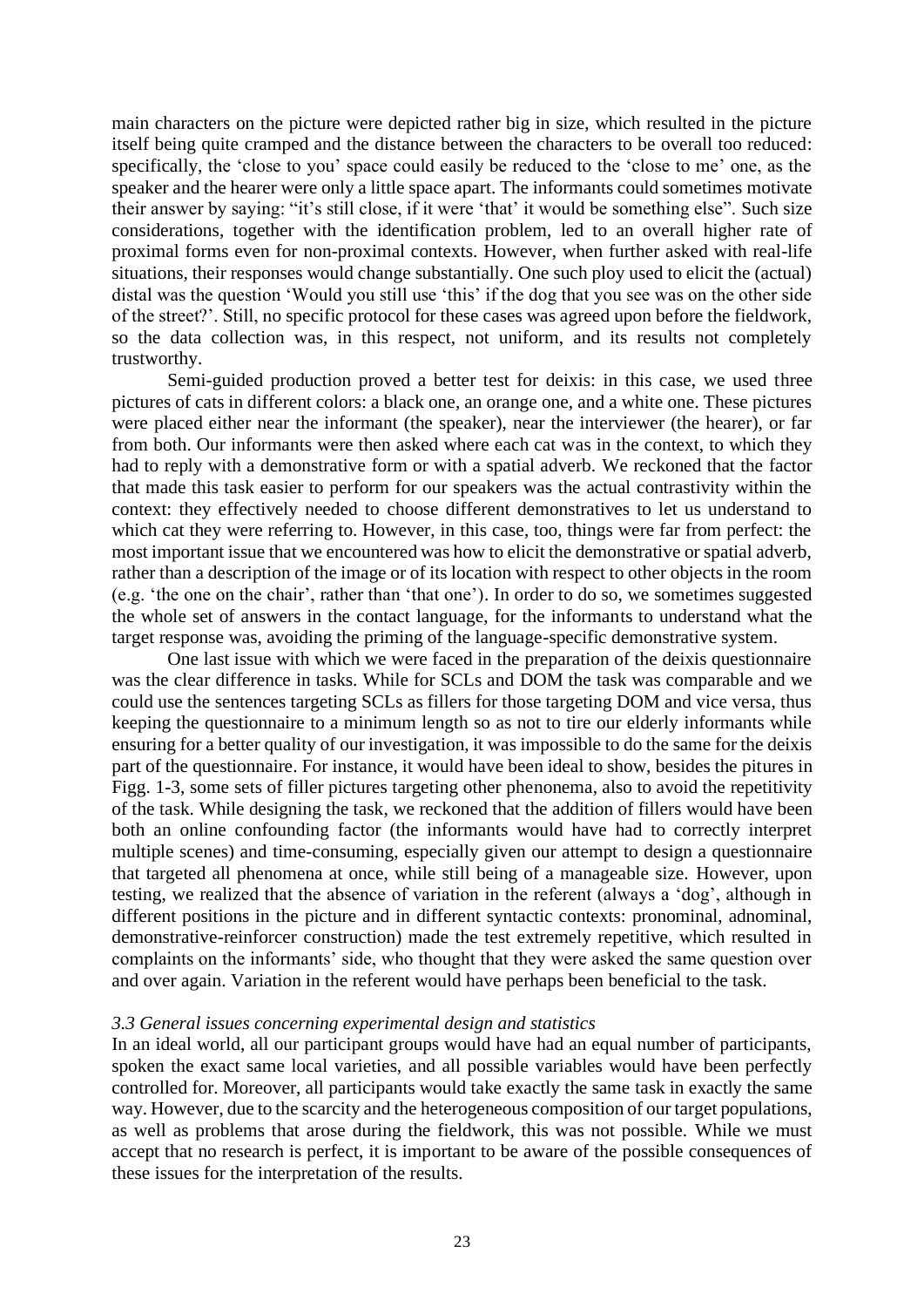main characters on the picture were depicted rather big in size, which resulted in the picture itself being quite cramped and the distance between the characters to be overall too reduced: specifically, the 'close to you' space could easily be reduced to the 'close to me' one, as the speaker and the hearer were only a little space apart. The informants could sometimes motivate their answer by saying: "it's still close, if it were 'that' it would be something else". Such size considerations, together with the identification problem, led to an overall higher rate of proximal forms even for non-proximal contexts. However, when further asked with real-life situations, their responses would change substantially. One such ploy used to elicit the (actual) distal was the question 'Would you still use 'this' if the dog that you see was on the other side of the street?'. Still, no specific protocol for these cases was agreed upon before the fieldwork, so the data collection was, in this respect, not uniform, and its results not completely trustworthy.

Semi-guided production proved a better test for deixis: in this case, we used three pictures of cats in different colors: a black one, an orange one, and a white one. These pictures were placed either near the informant (the speaker), near the interviewer (the hearer), or far from both. Our informants were then asked where each cat was in the context, to which they had to reply with a demonstrative form or with a spatial adverb. We reckoned that the factor that made this task easier to perform for our speakers was the actual contrastivity within the context: they effectively needed to choose different demonstratives to let us understand to which cat they were referring to. However, in this case, too, things were far from perfect: the most important issue that we encountered was how to elicit the demonstrative or spatial adverb, rather than a description of the image or of its location with respect to other objects in the room (e.g. 'the one on the chair', rather than 'that one'). In order to do so, we sometimes suggested the whole set of answers in the contact language, for the informants to understand what the target response was, avoiding the priming of the language-specific demonstrative system.

One last issue with which we were faced in the preparation of the deixis questionnaire was the clear difference in tasks. While for SCLs and DOM the task was comparable and we could use the sentences targeting SCLs as fillers for those targeting DOM and vice versa, thus keeping the questionnaire to a minimum length so as not to tire our elderly informants while ensuring for a better quality of our investigation, it was impossible to do the same for the deixis part of the questionnaire. For instance, it would have been ideal to show, besides the pitures in Figg. 1-3, some sets of filler pictures targeting other phenonema, also to avoid the repetitivity of the task. While designing the task, we reckoned that the addition of fillers would have been both an online confounding factor (the informants would have had to correctly interpret multiple scenes) and time-consuming, especially given our attempt to design a questionnaire that targeted all phenomena at once, while still being of a manageable size. However, upon testing, we realized that the absence of variation in the referent (always a 'dog', although in different positions in the picture and in different syntactic contexts: pronominal, adnominal, demonstrative-reinforcer construction) made the test extremely repetitive, which resulted in complaints on the informants' side, who thought that they were asked the same question over and over again. Variation in the referent would have perhaps been beneficial to the task.

### *3.3 General issues concerning experimental design and statistics*

In an ideal world, all our participant groups would have had an equal number of participants, spoken the exact same local varieties, and all possible variables would have been perfectly controlled for. Moreover, all participants would take exactly the same task in exactly the same way. However, due to the scarcity and the heterogeneous composition of our target populations, as well as problems that arose during the fieldwork, this was not possible. While we must accept that no research is perfect, it is important to be aware of the possible consequences of these issues for the interpretation of the results.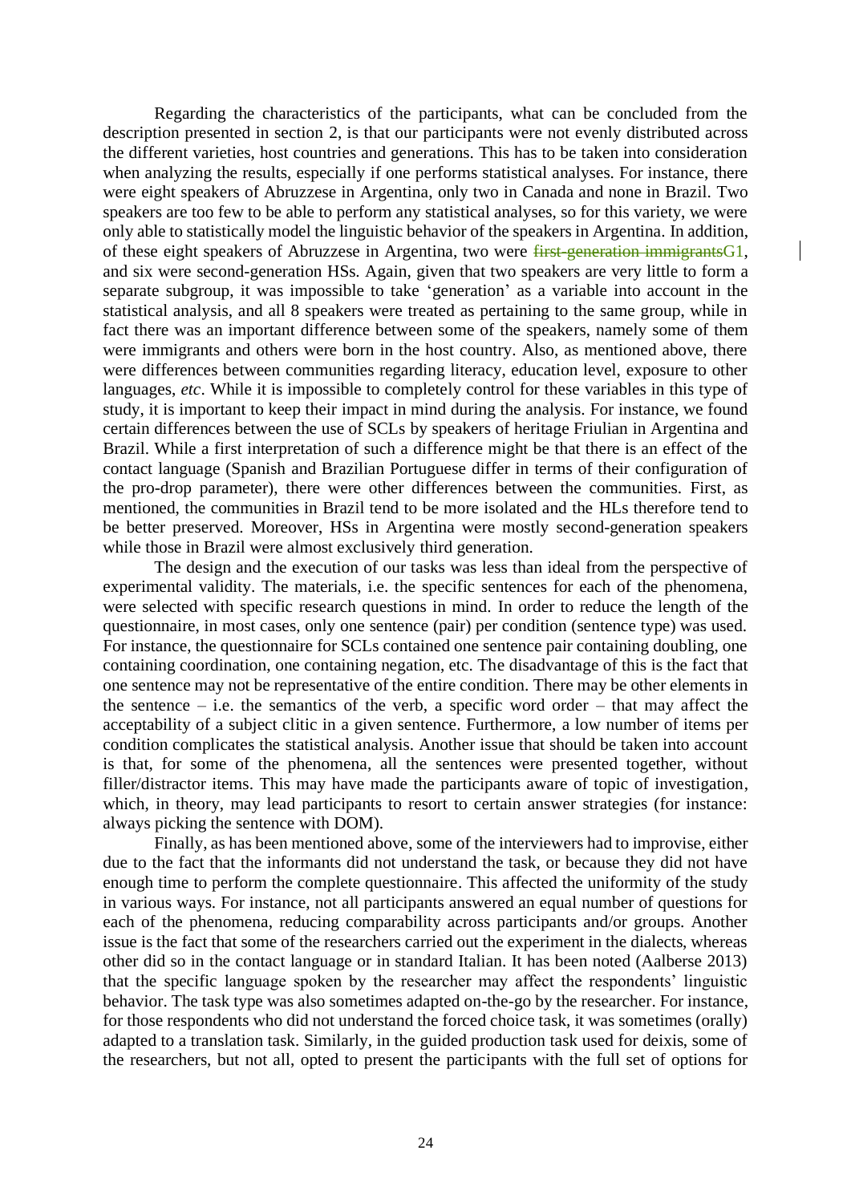Regarding the characteristics of the participants, what can be concluded from the description presented in section 2, is that our participants were not evenly distributed across the different varieties, host countries and generations. This has to be taken into consideration when analyzing the results, especially if one performs statistical analyses. For instance, there were eight speakers of Abruzzese in Argentina, only two in Canada and none in Brazil. Two speakers are too few to be able to perform any statistical analyses, so for this variety, we were only able to statistically model the linguistic behavior of the speakers in Argentina. In addition, of these eight speakers of Abruzzese in Argentina, two were ~~first-generation immigrants~~G1, and six were second-generation HSs. Again, given that two speakers are very little to form a separate subgroup, it was impossible to take 'generation' as a variable into account in the statistical analysis, and all 8 speakers were treated as pertaining to the same group, while in fact there was an important difference between some of the speakers, namely some of them were immigrants and others were born in the host country. Also, as mentioned above, there were differences between communities regarding literacy, education level, exposure to other languages, *etc*. While it is impossible to completely control for these variables in this type of study, it is important to keep their impact in mind during the analysis. For instance, we found certain differences between the use of SCLs by speakers of heritage Friulian in Argentina and Brazil. While a first interpretation of such a difference might be that there is an effect of the contact language (Spanish and Brazilian Portuguese differ in terms of their configuration of the pro-drop parameter), there were other differences between the communities. First, as mentioned, the communities in Brazil tend to be more isolated and the HLs therefore tend to be better preserved. Moreover, HSs in Argentina were mostly second-generation speakers while those in Brazil were almost exclusively third generation.

The design and the execution of our tasks was less than ideal from the perspective of experimental validity. The materials, i.e. the specific sentences for each of the phenomena, were selected with specific research questions in mind. In order to reduce the length of the questionnaire, in most cases, only one sentence (pair) per condition (sentence type) was used. For instance, the questionnaire for SCLs contained one sentence pair containing doubling, one containing coordination, one containing negation, etc. The disadvantage of this is the fact that one sentence may not be representative of the entire condition. There may be other elements in the sentence – i.e. the semantics of the verb, a specific word order – that may affect the acceptability of a subject clitic in a given sentence. Furthermore, a low number of items per condition complicates the statistical analysis. Another issue that should be taken into account is that, for some of the phenomena, all the sentences were presented together, without filler/distractor items. This may have made the participants aware of topic of investigation, which, in theory, may lead participants to resort to certain answer strategies (for instance: always picking the sentence with DOM).

Finally, as has been mentioned above, some of the interviewers had to improvise, either due to the fact that the informants did not understand the task, or because they did not have enough time to perform the complete questionnaire. This affected the uniformity of the study in various ways. For instance, not all participants answered an equal number of questions for each of the phenomena, reducing comparability across participants and/or groups. Another issue is the fact that some of the researchers carried out the experiment in the dialects, whereas other did so in the contact language or in standard Italian. It has been noted (Aalberse 2013) that the specific language spoken by the researcher may affect the respondents' linguistic behavior. The task type was also sometimes adapted on-the-go by the researcher. For instance, for those respondents who did not understand the forced choice task, it was sometimes (orally) adapted to a translation task. Similarly, in the guided production task used for deixis, some of the researchers, but not all, opted to present the participants with the full set of options for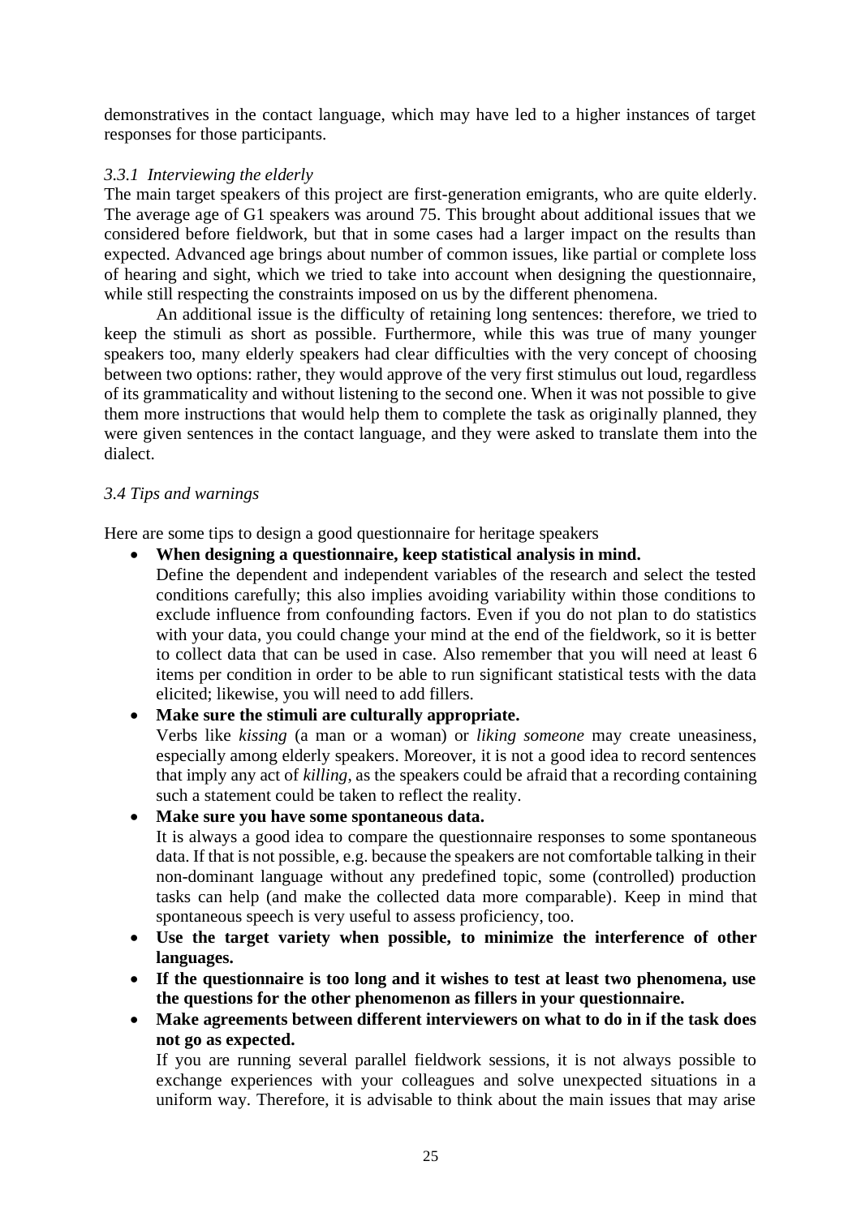demonstratives in the contact language, which may have led to a higher instances of target responses for those participants.

### *3.3.1 Interviewing the elderly*

The main target speakers of this project are first-generation emigrants, who are quite elderly. The average age of G1 speakers was around 75. This brought about additional issues that we considered before fieldwork, but that in some cases had a larger impact on the results than expected. Advanced age brings about number of common issues, like partial or complete loss of hearing and sight, which we tried to take into account when designing the questionnaire, while still respecting the constraints imposed on us by the different phenomena.

An additional issue is the difficulty of retaining long sentences: therefore, we tried to keep the stimuli as short as possible. Furthermore, while this was true of many younger speakers too, many elderly speakers had clear difficulties with the very concept of choosing between two options: rather, they would approve of the very first stimulus out loud, regardless of its grammaticality and without listening to the second one. When it was not possible to give them more instructions that would help them to complete the task as originally planned, they were given sentences in the contact language, and they were asked to translate them into the dialect.

## *3.4 Tips and warnings*

Here are some tips to design a good questionnaire for heritage speakers

- **When designing a questionnaire, keep statistical analysis in mind.**
  Define the dependent and independent variables of the research and select the tested conditions carefully; this also implies avoiding variability within those conditions to exclude influence from confounding factors. Even if you do not plan to do statistics with your data, you could change your mind at the end of the fieldwork, so it is better to collect data that can be used in case. Also remember that you will need at least 6 items per condition in order to be able to run significant statistical tests with the data elicited; likewise, you will need to add fillers.
- **Make sure the stimuli are culturally appropriate.**
  Verbs like *kissing* (a man or a woman) or *liking someone* may create uneasiness, especially among elderly speakers. Moreover, it is not a good idea to record sentences that imply any act of *killing*, as the speakers could be afraid that a recording containing such a statement could be taken to reflect the reality.
- **Make sure you have some spontaneous data.**
  It is always a good idea to compare the questionnaire responses to some spontaneous data. If that is not possible, e.g. because the speakers are not comfortable talking in their non-dominant language without any predefined topic, some (controlled) production tasks can help (and make the collected data more comparable). Keep in mind that spontaneous speech is very useful to assess proficiency, too.
- **Use the target variety when possible, to minimize the interference of other languages.**
- **If the questionnaire is too long and it wishes to test at least two phenomena, use the questions for the other phenomenon as fillers in your questionnaire.**
- **Make agreements between different interviewers on what to do in if the task does not go as expected.**
  If you are running several parallel fieldwork sessions, it is not always possible to exchange experiences with your colleagues and solve unexpected situations in a uniform way. Therefore, it is advisable to think about the main issues that may arise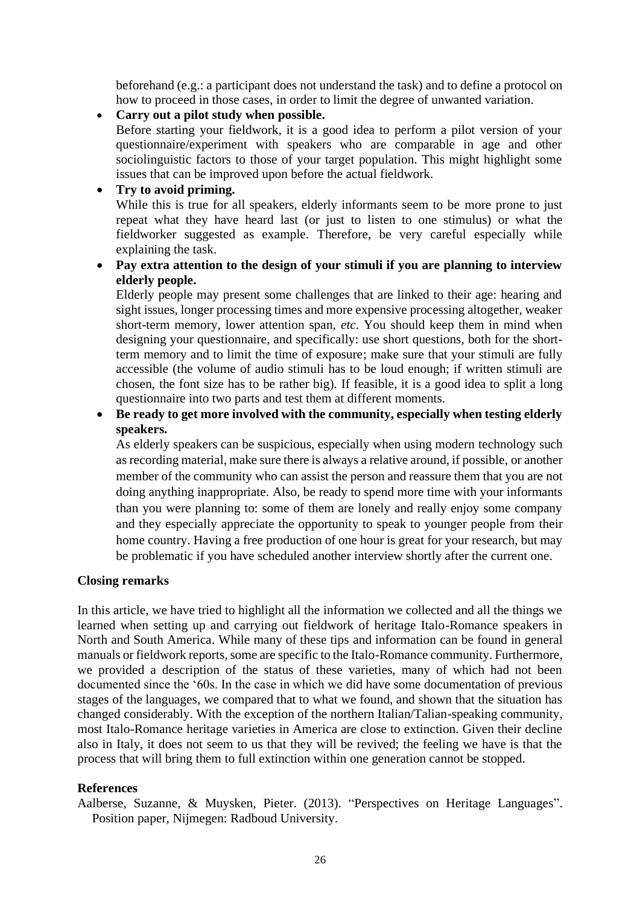beforehand (e.g.: a participant does not understand the task) and to define a protocol on how to proceed in those cases, in order to limit the degree of unwanted variation.

- **Carry out a pilot study when possible.**
  Before starting your fieldwork, it is a good idea to perform a pilot version of your questionnaire/experiment with speakers who are comparable in age and other sociolinguistic factors to those of your target population. This might highlight some issues that can be improved upon before the actual fieldwork.
- **Try to avoid priming.**
  While this is true for all speakers, elderly informants seem to be more prone to just repeat what they have heard last (or just to listen to one stimulus) or what the fieldworker suggested as example. Therefore, be very careful especially while explaining the task.
- **Pay extra attention to the design of your stimuli if you are planning to interview elderly people.**
  Elderly people may present some challenges that are linked to their age: hearing and sight issues, longer processing times and more expensive processing altogether, weaker short-term memory, lower attention span, *etc*. You should keep them in mind when designing your questionnaire, and specifically: use short questions, both for the short-term memory and to limit the time of exposure; make sure that your stimuli are fully accessible (the volume of audio stimuli has to be loud enough; if written stimuli are chosen, the font size has to be rather big). If feasible, it is a good idea to split a long questionnaire into two parts and test them at different moments.
- **Be ready to get more involved with the community, especially when testing elderly speakers.**
  As elderly speakers can be suspicious, especially when using modern technology such as recording material, make sure there is always a relative around, if possible, or another member of the community who can assist the person and reassure them that you are not doing anything inappropriate. Also, be ready to spend more time with your informants than you were planning to: some of them are lonely and really enjoy some company and they especially appreciate the opportunity to speak to younger people from their home country. Having a free production of one hour is great for your research, but may be problematic if you have scheduled another interview shortly after the current one.

## Closing remarks

In this article, we have tried to highlight all the information we collected and all the things we learned when setting up and carrying out fieldwork of heritage Italo-Romance speakers in North and South America. While many of these tips and information can be found in general manuals or fieldwork reports, some are specific to the Italo-Romance community. Furthermore, we provided a description of the status of these varieties, many of which had not been documented since the '60s. In the case in which we did have some documentation of previous stages of the languages, we compared that to what we found, and shown that the situation has changed considerably. With the exception of the northern Italian/Talian-speaking community, most Italo-Romance heritage varieties in America are close to extinction. Given their decline also in Italy, it does not seem to us that they will be revived; the feeling we have is that the process that will bring them to full extinction within one generation cannot be stopped.

## References

Aalberse, Suzanne, & Muysken, Pieter. (2013). "Perspectives on Heritage Languages". Position paper, Nijmegen: Radboud University.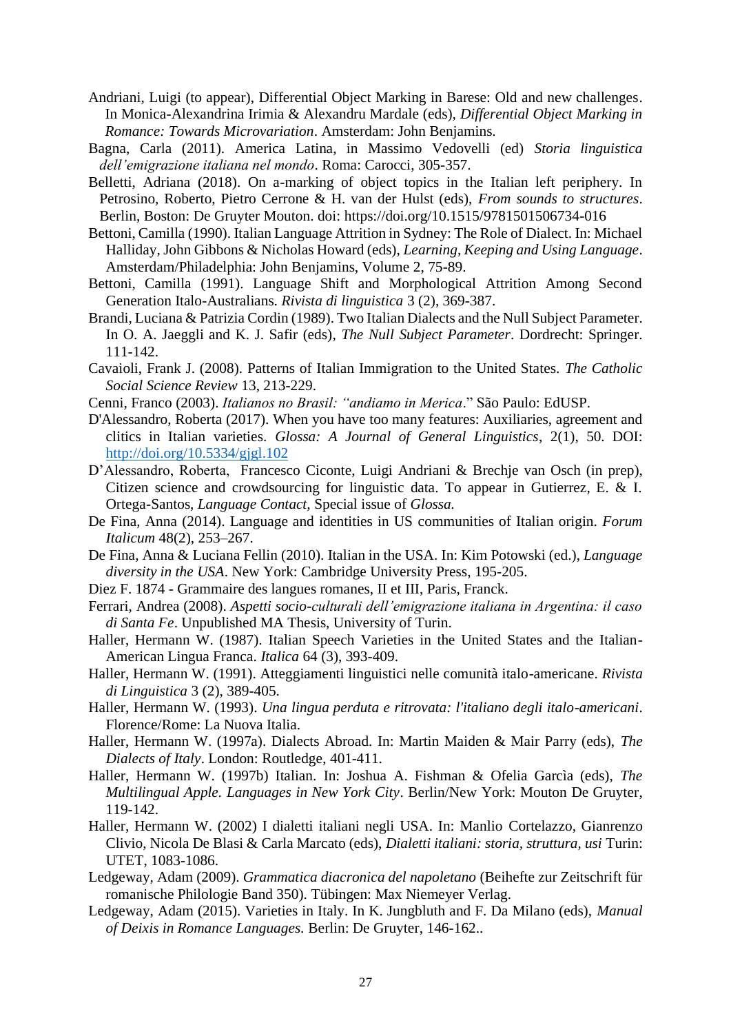Andriani, Luigi (to appear), Differential Object Marking in Barese: Old and new challenges. In Monica-Alexandrina Irimia & Alexandru Mardale (eds), *Differential Object Marking in Romance: Towards Microvariation*. Amsterdam: John Benjamins.

Bagna, Carla (2011). America Latina, in Massimo Vedovelli (ed) *Storia linguistica dell'emigrazione italiana nel mondo*. Roma: Carocci, 305-357.

Belletti, Adriana (2018). On a-marking of object topics in the Italian left periphery. In Petrosino, Roberto, Pietro Cerrone & H. van der Hulst (eds), *From sounds to structures*. Berlin, Boston: De Gruyter Mouton. doi: https://doi.org/10.1515/9781501506734-016

Bettoni, Camilla (1990). Italian Language Attrition in Sydney: The Role of Dialect. In: Michael Halliday, John Gibbons & Nicholas Howard (eds), *Learning, Keeping and Using Language*. Amsterdam/Philadelphia: John Benjamins, Volume 2, 75-89.

Bettoni, Camilla (1991). Language Shift and Morphological Attrition Among Second Generation Italo-Australians. *Rivista di linguistica* 3 (2), 369-387.

Brandi, Luciana & Patrizia Cordin (1989). Two Italian Dialects and the Null Subject Parameter. In O. A. Jaeggli and K. J. Safir (eds), *The Null Subject Parameter*. Dordrecht: Springer. 111-142.

Cavaioli, Frank J. (2008). Patterns of Italian Immigration to the United States. *The Catholic Social Science Review* 13, 213-229.

Cenni, Franco (2003). *Italianos no Brasil: "andiamo in Merica*." São Paulo: EdUSP.

D'Alessandro, Roberta (2017). When you have too many features: Auxiliaries, agreement and clitics in Italian varieties. *Glossa: A Journal of General Linguistics*, 2(1), 50. DOI: http://doi.org/10.5334/gjgl.102

D'Alessandro, Roberta, Francesco Ciconte, Luigi Andriani & Brechje van Osch (in prep), Citizen science and crowdsourcing for linguistic data. To appear in Gutierrez, E. & I. Ortega-Santos, *Language Contact*, Special issue of *Glossa.*

De Fina, Anna (2014). Language and identities in US communities of Italian origin. *Forum Italicum* 48(2), 253–267.

De Fina, Anna & Luciana Fellin (2010). Italian in the USA. In: Kim Potowski (ed.), *Language diversity in the USA*. New York: Cambridge University Press, 195-205.

Diez F. 1874 - Grammaire des langues romanes, II et III, Paris, Franck.

Ferrari, Andrea (2008). *Aspetti socio-culturali dell'emigrazione italiana in Argentina: il caso di Santa Fe*. Unpublished MA Thesis, University of Turin.

Haller, Hermann W. (1987). Italian Speech Varieties in the United States and the Italian-American Lingua Franca. *Italica* 64 (3), 393-409.

Haller, Hermann W. (1991). Atteggiamenti linguistici nelle comunità italo-americane. *Rivista di Linguistica* 3 (2), 389-405.

Haller, Hermann W. (1993). *Una lingua perduta e ritrovata: l'italiano degli italo-americani*. Florence/Rome: La Nuova Italia.

Haller, Hermann W. (1997a). Dialects Abroad. In: Martin Maiden & Mair Parry (eds), *The Dialects of Italy*. London: Routledge, 401-411.

Haller, Hermann W. (1997b) Italian. In: Joshua A. Fishman & Ofelia Garcìa (eds), *The Multilingual Apple. Languages in New York City*. Berlin/New York: Mouton De Gruyter, 119-142.

Haller, Hermann W. (2002) I dialetti italiani negli USA. In: Manlio Cortelazzo, Gianrenzo Clivio, Nicola De Blasi & Carla Marcato (eds), *Dialetti italiani: storia, struttura, usi* Turin: UTET, 1083-1086.

Ledgeway, Adam (2009). *Grammatica diacronica del napoletano* (Beihefte zur Zeitschrift für romanische Philologie Band 350). Tübingen: Max Niemeyer Verlag.

Ledgeway, Adam (2015). Varieties in Italy. In K. Jungbluth and F. Da Milano (eds), *Manual of Deixis in Romance Languages.* Berlin: De Gruyter, 146-162..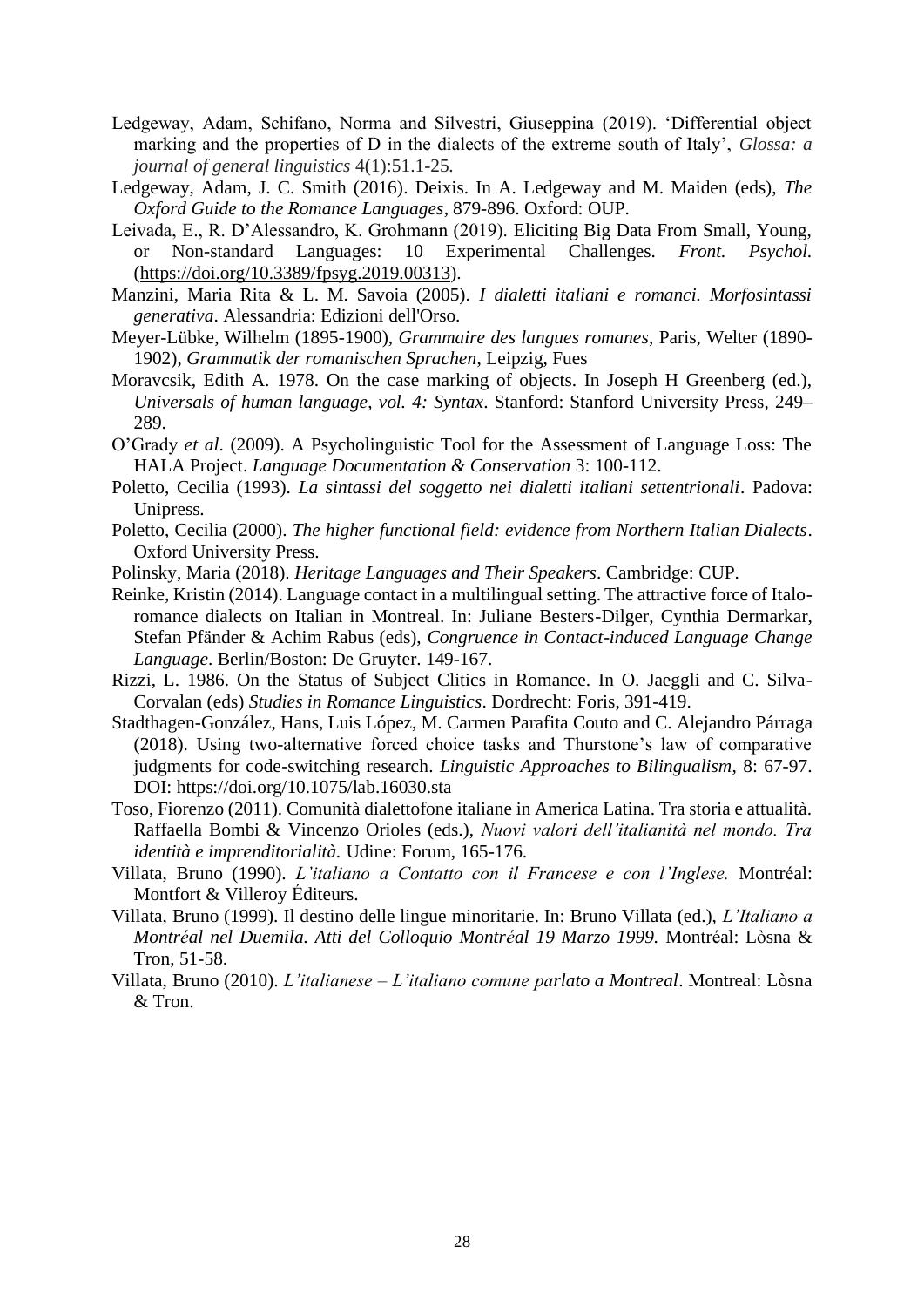Ledgeway, Adam, Schifano, Norma and Silvestri, Giuseppina (2019). 'Differential object marking and the properties of D in the dialects of the extreme south of Italy', *Glossa: a journal of general linguistics* 4(1):51.1-25.

Ledgeway, Adam, J. C. Smith (2016). Deixis. In A. Ledgeway and M. Maiden (eds), *The Oxford Guide to the Romance Languages*, 879-896. Oxford: OUP.

Leivada, E., R. D'Alessandro, K. Grohmann (2019). Eliciting Big Data From Small, Young, or Non-standard Languages: 10 Experimental Challenges. *Front. Psychol.* (https://doi.org/10.3389/fpsyg.2019.00313).

Manzini, Maria Rita & L. M. Savoia (2005). *I dialetti italiani e romanci. Morfosintassi generativa*. Alessandria: Edizioni dell'Orso.

Meyer-Lübke, Wilhelm (1895-1900), *Grammaire des langues romanes*, Paris, Welter (1890-1902), *Grammatik der romanischen Sprachen*, Leipzig, Fues

Moravcsik, Edith A. 1978. On the case marking of objects. In Joseph H Greenberg (ed.), *Universals of human language*, *vol. 4: Syntax*. Stanford: Stanford University Press, 249–289.

O'Grady *et al*. (2009). A Psycholinguistic Tool for the Assessment of Language Loss: The HALA Project. *Language Documentation & Conservation* 3: 100-112.

Poletto, Cecilia (1993). *La sintassi del soggetto nei dialetti italiani settentrionali*. Padova: Unipress.

Poletto, Cecilia (2000). *The higher functional field: evidence from Northern Italian Dialects*. Oxford University Press.

Polinsky, Maria (2018). *Heritage Languages and Their Speakers*. Cambridge: CUP.

Reinke, Kristin (2014). Language contact in a multilingual setting. The attractive force of Italo-romance dialects on Italian in Montreal. In: Juliane Besters-Dilger, Cynthia Dermarkar, Stefan Pfänder & Achim Rabus (eds), *Congruence in Contact-induced Language Change Language*. Berlin/Boston: De Gruyter. 149-167.

Rizzi, L. 1986. On the Status of Subject Clitics in Romance. In O. Jaeggli and C. Silva-Corvalan (eds) *Studies in Romance Linguistics*. Dordrecht: Foris, 391-419.

Stadthagen-González, Hans, Luis López, M. Carmen Parafita Couto and C. Alejandro Párraga (2018). Using two-alternative forced choice tasks and Thurstone's law of comparative judgments for code-switching research. *Linguistic Approaches to Bilingualism*, 8: 67-97. DOI: https://doi.org/10.1075/lab.16030.sta

Toso, Fiorenzo (2011). Comunità dialettofone italiane in America Latina. Tra storia e attualità. Raffaella Bombi & Vincenzo Orioles (eds.), *Nuovi valori dell'italianità nel mondo. Tra identità e imprenditorialità.* Udine: Forum, 165-176.

Villata, Bruno (1990). *L'italiano a Contatto con il Francese e con l'Inglese.* Montréal: Montfort & Villeroy Éditeurs.

Villata, Bruno (1999). Il destino delle lingue minoritarie. In: Bruno Villata (ed.), *L'Italiano a Montréal nel Duemila. Atti del Colloquio Montréal 19 Marzo 1999.* Montréal: Lòsna & Tron, 51-58.

Villata, Bruno (2010). *L'italianese – L'italiano comune parlato a Montreal*. Montreal: Lòsna & Tron.